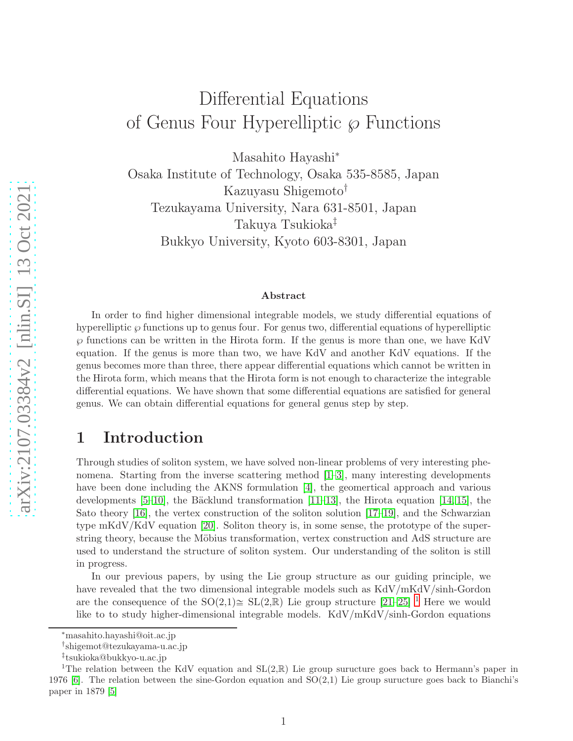# Differential Equations of Genus Four Hyperelliptic ℘ Functions

Masahito Hayashi*
Osaka Institute of Technology, Osaka 535-8585, Japan
Kazuyasu Shigemoto†
Tezukayama University, Nara 631-8501, Japan
Takuya Tsukioka‡
Bukkyo University, Kyoto 603-8301, Japan

### Abstract

In order to find higher dimensional integrable models, we study differential equations of hyperelliptic ℘ functions up to genus four. For genus two, differential equations of hyperelliptic ℘ functions can be written in the Hirota form. If the genus is more than one, we have KdV equation. If the genus is more than two, we have KdV and another KdV equations. If the genus becomes more than three, there appear differential equations which cannot be written in the Hirota form, which means that the Hirota form is not enough to characterize the integrable differential equations. We have shown that some differential equations are satisfied for general genus. We can obtain differential equations for general genus step by step.

## 1 Introduction

Through studies of soliton system, we have solved non-linear problems of very interesting phenomena. Starting from the inverse scattering method [1–3], many interesting developments have been done including the AKNS formulation [4], the geomertical approach and various developments [5–10], the Bäcklund transformation [11–13], the Hirota equation [14, 15], the Sato theory [16], the vertex construction of the soliton solution [17–19], and the Schwarzian type mKdV/KdV equation [20]. Soliton theory is, in some sense, the prototype of the superstring theory, because the Möbius transformation, vertex construction and AdS structure are used to understand the structure of soliton system. Our understanding of the soliton is still in progress.

In our previous papers, by using the Lie group structure as our guiding principle, we have revealed that the two dimensional integrable models such as KdV/mKdV/sinh-Gordon are the consequence of the SO(2,1)≅ SL(2,ℝ) Lie group structure [21–25] [1] Here we would like to to study higher-dimensional integrable models. KdV/mKdV/sinh-Gordon equations

---

*masahito.hayashi@oit.ac.jp

†shigemot@tezukayama-u.ac.jp

‡tsukioka@bukkyo-u.ac.jp

[1] The relation between the KdV equation and SL(2,ℝ) Lie group suructure goes back to Hermann's paper in 1976 [6]. The relation between the sine-Gordon equation and SO(2,1) Lie group suructure goes back to Bianchi's paper in 1879 [5]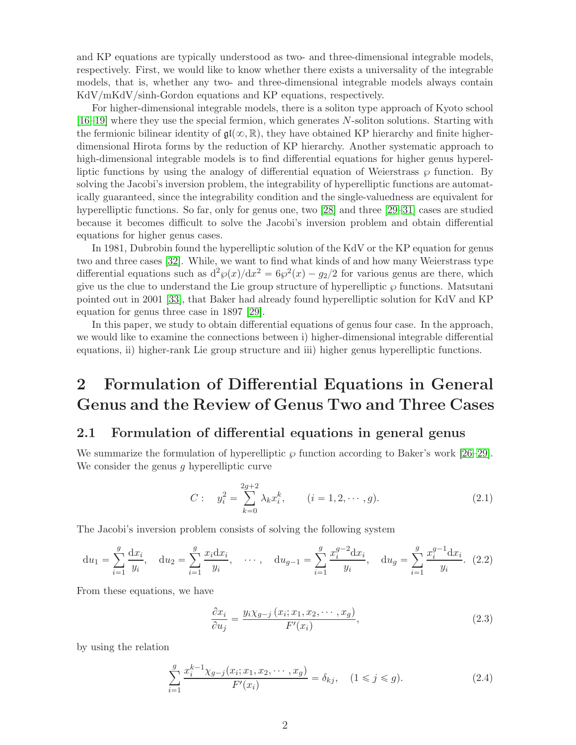and KP equations are typically understood as two- and three-dimensional integrable models, respectively. First, we would like to know whether there exists a universality of the integrable models, that is, whether any two- and three-dimensional integrable models always contain KdV/mKdV/sinh-Gordon equations and KP equations, respectively.

For higher-dimensional integrable models, there is a soliton type approach of Kyoto school [16–19] where they use the special fermion, which generates $N$-soliton solutions. Starting with the fermionic bilinear identity of $\mathfrak{gl}(\infty, \mathbb{R})$, they have obtained KP hierarchy and finite higher-dimensional Hirota forms by the reduction of KP hierarchy. Another systematic approach to high-dimensional integrable models is to find differential equations for higher genus hyperelliptic functions by using the analogy of differential equation of Weierstrass $\wp$ function. By solving the Jacobi's inversion problem, the integrability of hyperelliptic functions are automatically guaranteed, since the integrability condition and the single-valuedness are equivalent for hyperelliptic functions. So far, only for genus one, two [28] and three [29–31] cases are studied because it becomes difficult to solve the Jacobi's inversion problem and obtain differential equations for higher genus cases.

In 1981, Dubrobin found the hyperelliptic solution of the KdV or the KP equation for genus two and three cases [32]. While, we want to find what kinds of and how many Weierstrass type differential equations such as $\mathrm{d}^2\wp(x)/\mathrm{d}x^2 = 6\wp^2(x) - g_2/2$ for various genus are there, which give us the clue to understand the Lie group structure of hyperelliptic $\wp$ functions. Matsutani pointed out in 2001 [33], that Baker had already found hyperelliptic solution for KdV and KP equation for genus three case in 1897 [29].

In this paper, we study to obtain differential equations of genus four case. In the approach, we would like to examine the connections between i) higher-dimensional integrable differential equations, ii) higher-rank Lie group structure and iii) higher genus hyperelliptic functions.

# 2 Formulation of Differential Equations in General Genus and the Review of Genus Two and Three Cases

## 2.1 Formulation of differential equations in general genus

We summarize the formulation of hyperelliptic $\wp$ function according to Baker's work [26–29]. We consider the genus $g$ hyperelliptic curve

$$C: \quad y_i^2 = \sum_{k=0}^{2g+2} \lambda_k x_i^k, \qquad (i = 1, 2, \cdots, g). \tag{2.1}$$

The Jacobi's inversion problem consists of solving the following system

$$\mathrm{d}u_1 = \sum_{i=1}^{g} \frac{\mathrm{d}x_i}{y_i}, \quad \mathrm{d}u_2 = \sum_{i=1}^{g} \frac{x_i \mathrm{d}x_i}{y_i}, \quad \cdots, \quad \mathrm{d}u_{g-1} = \sum_{i=1}^{g} \frac{x_i^{g-2}\mathrm{d}x_i}{y_i}, \quad \mathrm{d}u_g = \sum_{i=1}^{g} \frac{x_i^{g-1}\mathrm{d}x_i}{y_i}. \tag{2.2}$$

From these equations, we have

$$\frac{\partial x_i}{\partial u_j} = \frac{y_i \chi_{g-j}\left(x_i; x_1, x_2, \cdots, x_g\right)}{F'(x_i)}, \tag{2.3}$$

by using the relation

$$\sum_{i=1}^{g} \frac{x_i^{k-1} \chi_{g-j}(x_i; x_1, x_2, \cdots, x_g)}{F'(x_i)} = \delta_{kj}, \quad (1 \leqslant j \leqslant g). \tag{2.4}$$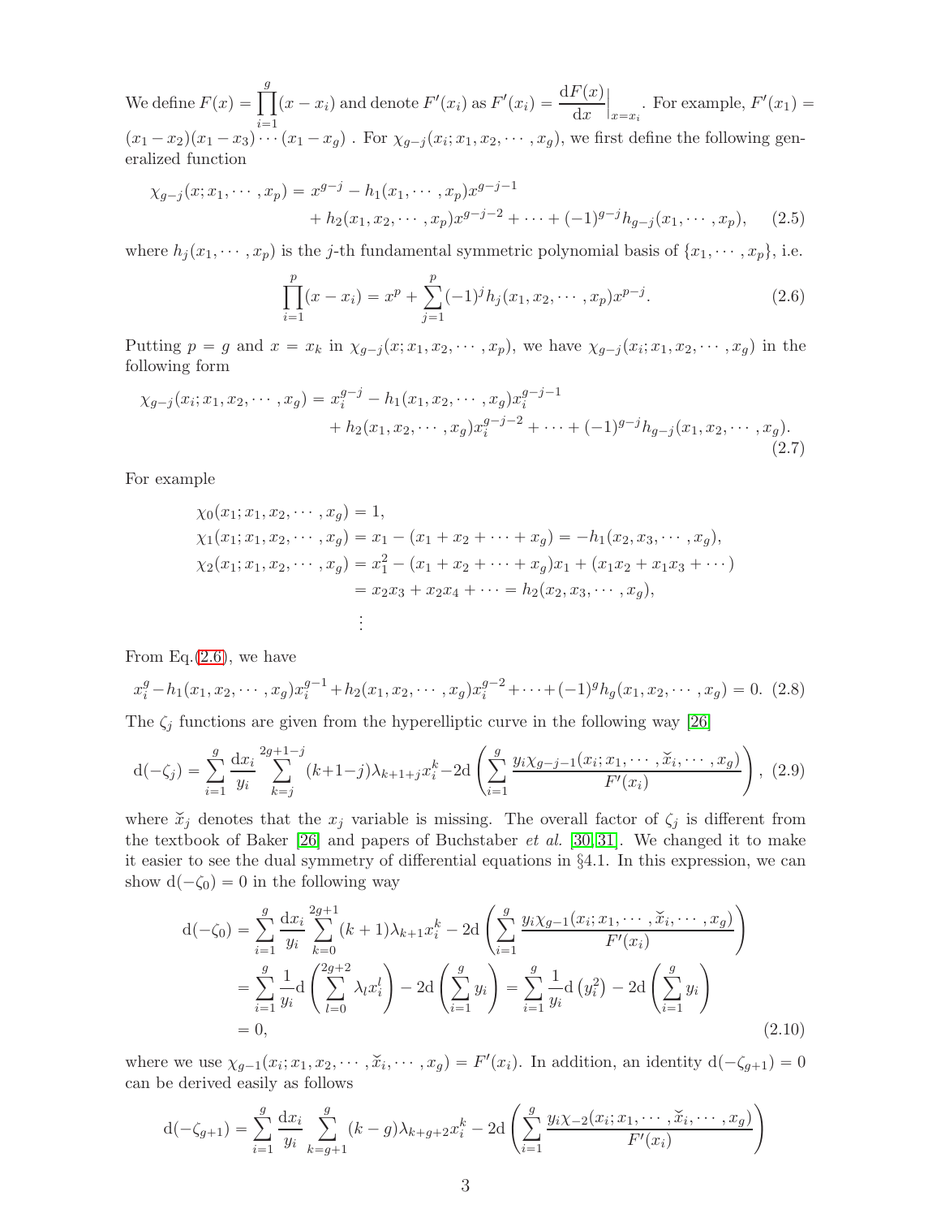We define $F(x) = \prod_{i=1}^{g}(x - x_i)$ and denote $F'(x_i)$ as $F'(x_i) = \left.\dfrac{\mathrm{d}F(x)}{\mathrm{d}x}\right|_{x=x_i}$. For example, $F'(x_1) = (x_1 - x_2)(x_1 - x_3)\cdots(x_1 - x_g)$ . For $\chi_{g-j}(x_i; x_1, x_2, \cdots, x_g)$, we first define the following generalized function

$$
\begin{aligned}
\chi_{g-j}(x; x_1, \cdots, x_p) &= x^{g-j} - h_1(x_1, \cdots, x_p)x^{g-j-1} \\
&\quad + h_2(x_1, x_2, \cdots, x_p)x^{g-j-2} + \cdots + (-1)^{g-j}h_{g-j}(x_1, \cdots, x_p), \qquad (2.5)
\end{aligned}
$$

where $h_j(x_1, \cdots, x_p)$ is the $j$-th fundamental symmetric polynomial basis of $\{x_1, \cdots, x_p\}$, i.e.

$$
\prod_{i=1}^{p}(x - x_i) = x^p + \sum_{j=1}^{p}(-1)^j h_j(x_1, x_2, \cdots, x_p)x^{p-j}. \qquad (2.6)
$$

Putting $p = g$ and $x = x_k$ in $\chi_{g-j}(x; x_1, x_2, \cdots, x_p)$, we have $\chi_{g-j}(x_i; x_1, x_2, \cdots, x_g)$ in the following form

$$
\begin{aligned}
\chi_{g-j}(x_i; x_1, x_2, \cdots, x_g) &= x_i^{g-j} - h_1(x_1, x_2, \cdots, x_g)x_i^{g-j-1} \\
&\quad + h_2(x_1, x_2, \cdots, x_g)x_i^{g-j-2} + \cdots + (-1)^{g-j}h_{g-j}(x_1, x_2, \cdots, x_g).
\end{aligned} \qquad (2.7)
$$

For example

$$
\begin{aligned}
\chi_0(x_1; x_1, x_2, \cdots, x_g) &= 1, \\
\chi_1(x_1; x_1, x_2, \cdots, x_g) &= x_1 - (x_1 + x_2 + \cdots + x_g) = -h_1(x_2, x_3, \cdots, x_g), \\
\chi_2(x_1; x_1, x_2, \cdots, x_g) &= x_1^2 - (x_1 + x_2 + \cdots + x_g)x_1 + (x_1x_2 + x_1x_3 + \cdots) \\
&= x_2x_3 + x_2x_4 + \cdots = h_2(x_2, x_3, \cdots, x_g), \\
&\;\;\vdots
\end{aligned}
$$

From Eq.(2.6), we have

$$
x_i^g - h_1(x_1, x_2, \cdots, x_g)x_i^{g-1} + h_2(x_1, x_2, \cdots, x_g)x_i^{g-2} + \cdots + (-1)^g h_g(x_1, x_2, \cdots, x_g) = 0. \qquad (2.8)
$$

The $\zeta_j$ functions are given from the hyperelliptic curve in the following way [26]

$$
\mathrm{d}(-\zeta_j) = \sum_{i=1}^{g}\frac{\mathrm{d}x_i}{y_i}\sum_{k=j}^{2g+1-j}(k+1-j)\lambda_{k+1+j}x_i^k - 2\mathrm{d}\left(\sum_{i=1}^{g}\frac{y_i\chi_{g-j-1}(x_i; x_1, \cdots, \breve{x}_i, \cdots, x_g)}{F'(x_i)}\right), \qquad (2.9)
$$

where $\breve{x}_j$ denotes that the $x_j$ variable is missing. The overall factor of $\zeta_j$ is different from the textbook of Baker [26] and papers of Buchstaber *et al.* [30, 31]. We changed it to make it easier to see the dual symmetry of differential equations in §4.1. In this expression, we can show $\mathrm{d}(-\zeta_0) = 0$ in the following way

$$
\begin{aligned}
\mathrm{d}(-\zeta_0) &= \sum_{i=1}^{g}\frac{\mathrm{d}x_i}{y_i}\sum_{k=0}^{2g+1}(k+1)\lambda_{k+1}x_i^k - 2\mathrm{d}\left(\sum_{i=1}^{g}\frac{y_i\chi_{g-1}(x_i; x_1, \cdots, \breve{x}_i, \cdots, x_g)}{F'(x_i)}\right) \\
&= \sum_{i=1}^{g}\frac{1}{y_i}\mathrm{d}\left(\sum_{l=0}^{2g+2}\lambda_l x_i^l\right) - 2\mathrm{d}\left(\sum_{i=1}^{g}y_i\right) = \sum_{i=1}^{g}\frac{1}{y_i}\mathrm{d}\left(y_i^2\right) - 2\mathrm{d}\left(\sum_{i=1}^{g}y_i\right) \\
&= 0,
\end{aligned} \qquad (2.10)
$$

where we use $\chi_{g-1}(x_i; x_1, x_2, \cdots, \breve{x}_i, \cdots, x_g) = F'(x_i)$. In addition, an identity $\mathrm{d}(-\zeta_{g+1}) = 0$ can be derived easily as follows

$$
\mathrm{d}(-\zeta_{g+1}) = \sum_{i=1}^{g}\frac{\mathrm{d}x_i}{y_i}\sum_{k=g+1}^{g}(k-g)\lambda_{k+g+2}x_i^k - 2\mathrm{d}\left(\sum_{i=1}^{g}\frac{y_i\chi_{-2}(x_i; x_1, \cdots, \breve{x}_i, \cdots, x_g)}{F'(x_i)}\right)
$$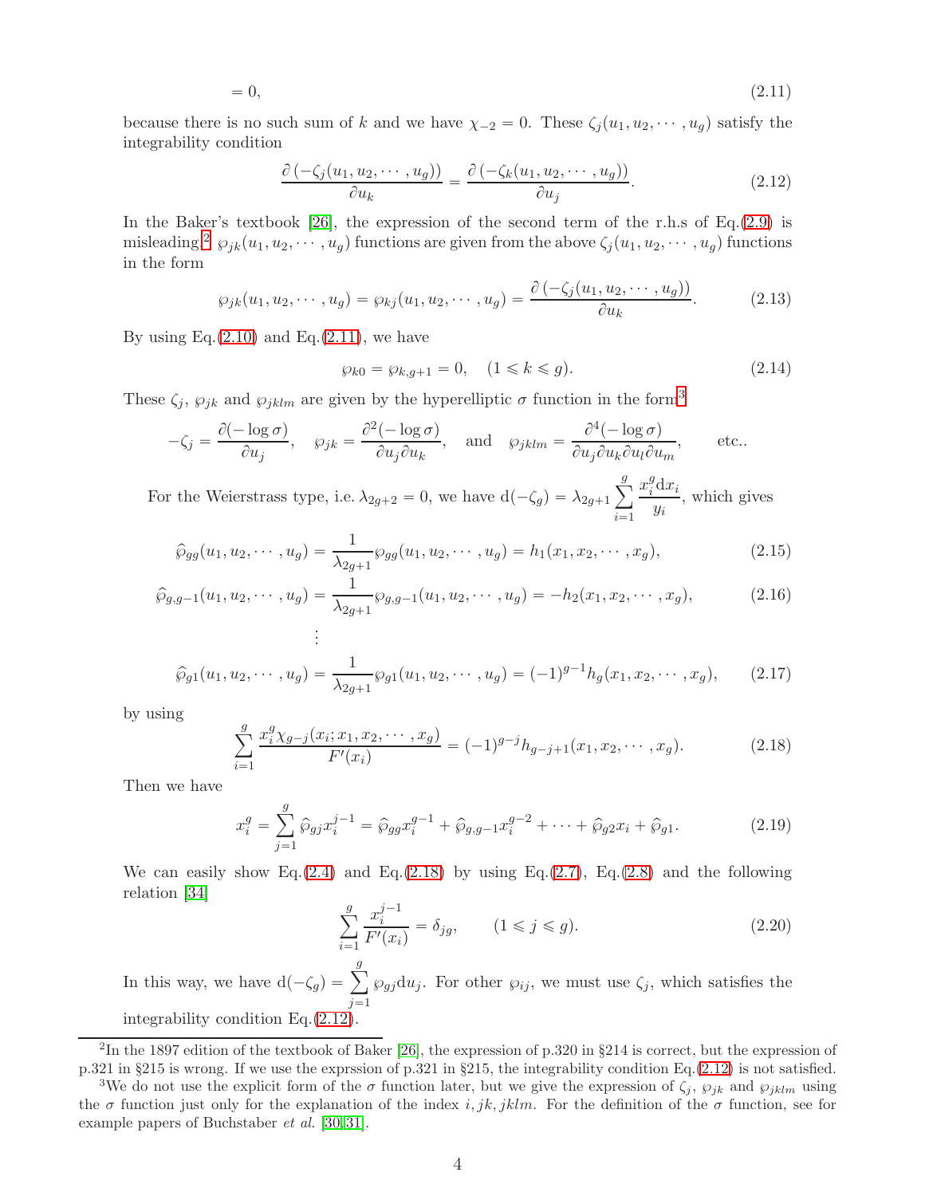$$= 0, \tag{2.11}$$

because there is no such sum of $k$ and we have $\chi_{-2} = 0$. These $\zeta_j(u_1, u_2, \cdots, u_g)$ satisfy the integrability condition

$$\frac{\partial\left(-\zeta_j(u_1, u_2, \cdots, u_g)\right)}{\partial u_k} = \frac{\partial\left(-\zeta_k(u_1, u_2, \cdots, u_g)\right)}{\partial u_j}. \tag{2.12}$$

In the Baker's textbook [26], the expression of the second term of the r.h.s of Eq.(2.9) is misleading.[2] $\wp_{jk}(u_1, u_2, \cdots, u_g)$ functions are given from the above $\zeta_j(u_1, u_2, \cdots, u_g)$ functions in the form

$$\wp_{jk}(u_1, u_2, \cdots, u_g) = \wp_{kj}(u_1, u_2, \cdots, u_g) = \frac{\partial\left(-\zeta_j(u_1, u_2, \cdots, u_g)\right)}{\partial u_k}. \tag{2.13}$$

By using Eq.(2.10) and Eq.(2.11), we have

$$\wp_{k0} = \wp_{k,g+1} = 0, \quad (1 \leqslant k \leqslant g). \tag{2.14}$$

These $\zeta_j$, $\wp_{jk}$ and $\wp_{jklm}$ are given by the hyperelliptic $\sigma$ function in the form[3]

$$-\zeta_j = \frac{\partial(-\log\sigma)}{\partial u_j}, \quad \wp_{jk} = \frac{\partial^2(-\log\sigma)}{\partial u_j \partial u_k}, \quad \text{and} \quad \wp_{jklm} = \frac{\partial^4(-\log\sigma)}{\partial u_j \partial u_k \partial u_l \partial u_m}, \qquad \text{etc..}$$

For the Weierstrass type, i.e. $\lambda_{2g+2} = 0$, we have $\mathrm{d}(-\zeta_g) = \lambda_{2g+1} \sum_{i=1}^{g} \frac{x_i^g \mathrm{d}x_i}{y_i}$, which gives

$$\widehat{\wp}_{gg}(u_1, u_2, \cdots, u_g) = \frac{1}{\lambda_{2g+1}} \wp_{gg}(u_1, u_2, \cdots, u_g) = h_1(x_1, x_2, \cdots, x_g), \tag{2.15}$$

$$\widehat{\wp}_{g,g-1}(u_1, u_2, \cdots, u_g) = \frac{1}{\lambda_{2g+1}} \wp_{g,g-1}(u_1, u_2, \cdots, u_g) = -h_2(x_1, x_2, \cdots, x_g), \tag{2.16}$$

$$\vdots$$

$$\widehat{\wp}_{g1}(u_1, u_2, \cdots, u_g) = \frac{1}{\lambda_{2g+1}} \wp_{g1}(u_1, u_2, \cdots, u_g) = (-1)^{g-1} h_g(x_1, x_2, \cdots, x_g), \tag{2.17}$$

by using

$$\sum_{i=1}^{g} \frac{x_i^g \chi_{g-j}(x_i; x_1, x_2, \cdots, x_g)}{F'(x_i)} = (-1)^{g-j} h_{g-j+1}(x_1, x_2, \cdots, x_g). \tag{2.18}$$

Then we have

$$x_i^g = \sum_{j=1}^{g} \widehat{\wp}_{gj} x_i^{j-1} = \widehat{\wp}_{gg} x_i^{g-1} + \widehat{\wp}_{g,g-1} x_i^{g-2} + \cdots + \widehat{\wp}_{g2} x_i + \widehat{\wp}_{g1}. \tag{2.19}$$

We can easily show Eq.(2.4) and Eq.(2.18) by using Eq.(2.7), Eq.(2.8) and the following relation [34]

$$\sum_{i=1}^{g} \frac{x_i^{j-1}}{F'(x_i)} = \delta_{jg}, \qquad (1 \leqslant j \leqslant g). \tag{2.20}$$

In this way, we have $\mathrm{d}(-\zeta_g) = \sum_{j=1}^{g} \wp_{gj} \mathrm{d}u_j$. For other $\wp_{ij}$, we must use $\zeta_j$, which satisfies the integrability condition Eq.(2.12).

---

[2] In the 1897 edition of the textbook of Baker [26], the expression of p.320 in §214 is correct, but the expression of p.321 in §215 is wrong. If we use the exprssion of p.321 in §215, the integrability condition Eq.(2.12) is not satisfied.

[3] We do not use the explicit form of the $\sigma$ function later, but we give the expression of $\zeta_j$, $\wp_{jk}$ and $\wp_{jklm}$ using the $\sigma$ function just only for the explanation of the index $i, jk, jklm$. For the definition of the $\sigma$ function, see for example papers of Buchstaber *et al.* [30,31].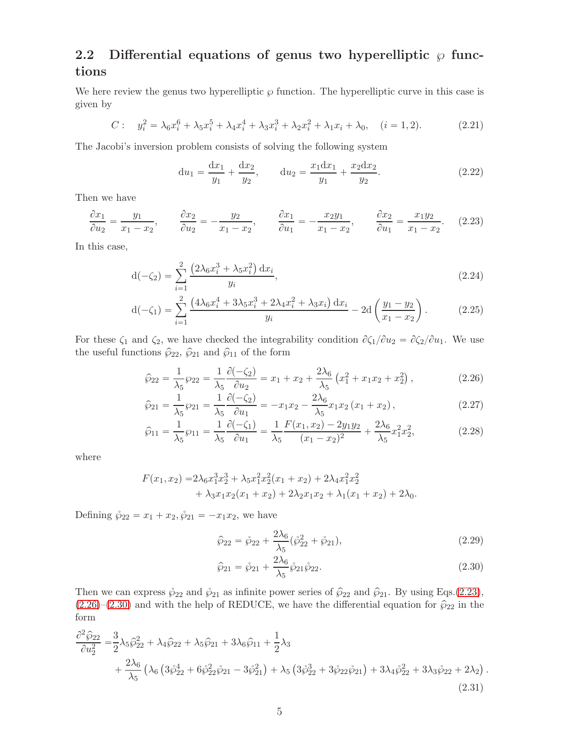## 2.2 Differential equations of genus two hyperelliptic $\wp$ functions

We here review the genus two hyperelliptic $\wp$ function. The hyperelliptic curve in this case is given by

$$C: \quad y_i^2 = \lambda_6 x_i^6 + \lambda_5 x_i^5 + \lambda_4 x_i^4 + \lambda_3 x_i^3 + \lambda_2 x_i^2 + \lambda_1 x_i + \lambda_0, \quad (i = 1, 2). \tag{2.21}$$

The Jacobi's inversion problem consists of solving the following system

$$\mathrm{d}u_1 = \frac{\mathrm{d}x_1}{y_1} + \frac{\mathrm{d}x_2}{y_2}, \qquad \mathrm{d}u_2 = \frac{x_1 \mathrm{d}x_1}{y_1} + \frac{x_2 \mathrm{d}x_2}{y_2}. \tag{2.22}$$

Then we have

$$\frac{\partial x_1}{\partial u_2} = \frac{y_1}{x_1 - x_2}, \qquad \frac{\partial x_2}{\partial u_2} = -\frac{y_2}{x_1 - x_2}, \qquad \frac{\partial x_1}{\partial u_1} = -\frac{x_2 y_1}{x_1 - x_2}, \qquad \frac{\partial x_2}{\partial u_1} = \frac{x_1 y_2}{x_1 - x_2}. \tag{2.23}$$

In this case,

$$\mathrm{d}(-\zeta_2) = \sum_{i=1}^{2} \frac{\left(2\lambda_6 x_i^3 + \lambda_5 x_i^2\right) \mathrm{d}x_i}{y_i}, \tag{2.24}$$

$$\mathrm{d}(-\zeta_1) = \sum_{i=1}^{2} \frac{\left(4\lambda_6 x_i^4 + 3\lambda_5 x_i^3 + 2\lambda_4 x_i^2 + \lambda_3 x_i\right) \mathrm{d}x_i}{y_i} - 2\mathrm{d}\left(\frac{y_1 - y_2}{x_1 - x_2}\right). \tag{2.25}$$

For these $\zeta_1$ and $\zeta_2$, we have checked the integrability condition $\partial\zeta_1/\partial u_2 = \partial\zeta_2/\partial u_1$. We use the useful functions $\widehat{\wp}_{22}$, $\widehat{\wp}_{21}$ and $\widehat{\wp}_{11}$ of the form

$$\widehat{\wp}_{22} = \frac{1}{\lambda_5}\wp_{22} = \frac{1}{\lambda_5}\frac{\partial(-\zeta_2)}{\partial u_2} = x_1 + x_2 + \frac{2\lambda_6}{\lambda_5}\left(x_1^2 + x_1 x_2 + x_2^2\right), \tag{2.26}$$

$$\widehat{\wp}_{21} = \frac{1}{\lambda_5}\wp_{21} = \frac{1}{\lambda_5}\frac{\partial(-\zeta_2)}{\partial u_1} = -x_1 x_2 - \frac{2\lambda_6}{\lambda_5} x_1 x_2 \left(x_1 + x_2\right), \tag{2.27}$$

$$\widehat{\wp}_{11} = \frac{1}{\lambda_5}\wp_{11} = \frac{1}{\lambda_5}\frac{\partial(-\zeta_1)}{\partial u_1} = \frac{1}{\lambda_5}\frac{F(x_1, x_2) - 2y_1 y_2}{(x_1 - x_2)^2} + \frac{2\lambda_6}{\lambda_5} x_1^2 x_2^2, \tag{2.28}$$

where

$$\begin{aligned} F(x_1, x_2) =& 2\lambda_6 x_1^3 x_2^3 + \lambda_5 x_1^2 x_2^2 (x_1 + x_2) + 2\lambda_4 x_1^2 x_2^2 \\ &+ \lambda_3 x_1 x_2 (x_1 + x_2) + 2\lambda_2 x_1 x_2 + \lambda_1 (x_1 + x_2) + 2\lambda_0. \end{aligned}$$

Defining $\mathring{\wp}_{22} = x_1 + x_2, \mathring{\wp}_{21} = -x_1 x_2$, we have

$$\widehat{\wp}_{22} = \mathring{\wp}_{22} + \frac{2\lambda_6}{\lambda_5}(\mathring{\wp}_{22}^2 + \mathring{\wp}_{21}), \tag{2.29}$$

$$\widehat{\wp}_{21} = \mathring{\wp}_{21} + \frac{2\lambda_6}{\lambda_5}\mathring{\wp}_{21}\mathring{\wp}_{22}. \tag{2.30}$$

Then we can express $\mathring{\wp}_{22}$ and $\mathring{\wp}_{21}$ as infinite power series of $\widehat{\wp}_{22}$ and $\widehat{\wp}_{21}$. By using Eqs.(2.23), (2.26)–(2.30) and with the help of REDUCE, we have the differential equation for $\widehat{\wp}_{22}$ in the form

$$\begin{aligned} \frac{\partial^2 \widehat{\wp}_{22}}{\partial u_2^2} =& \frac{3}{2}\lambda_5 \widehat{\wp}_{22}^2 + \lambda_4 \widehat{\wp}_{22} + \lambda_5 \widehat{\wp}_{21} + 3\lambda_6 \widehat{\wp}_{11} + \frac{1}{2}\lambda_3 \\ &+ \frac{2\lambda_6}{\lambda_5}\left(\lambda_6\left(3\mathring{\wp}_{22}^4 + 6\mathring{\wp}_{22}^2\mathring{\wp}_{21} - 3\mathring{\wp}_{21}^2\right) + \lambda_5\left(3\mathring{\wp}_{22}^3 + 3\mathring{\wp}_{22}\mathring{\wp}_{21}\right) + 3\lambda_4\mathring{\wp}_{22}^2 + 3\lambda_3\mathring{\wp}_{22} + 2\lambda_2\right). \end{aligned} \tag{2.31}$$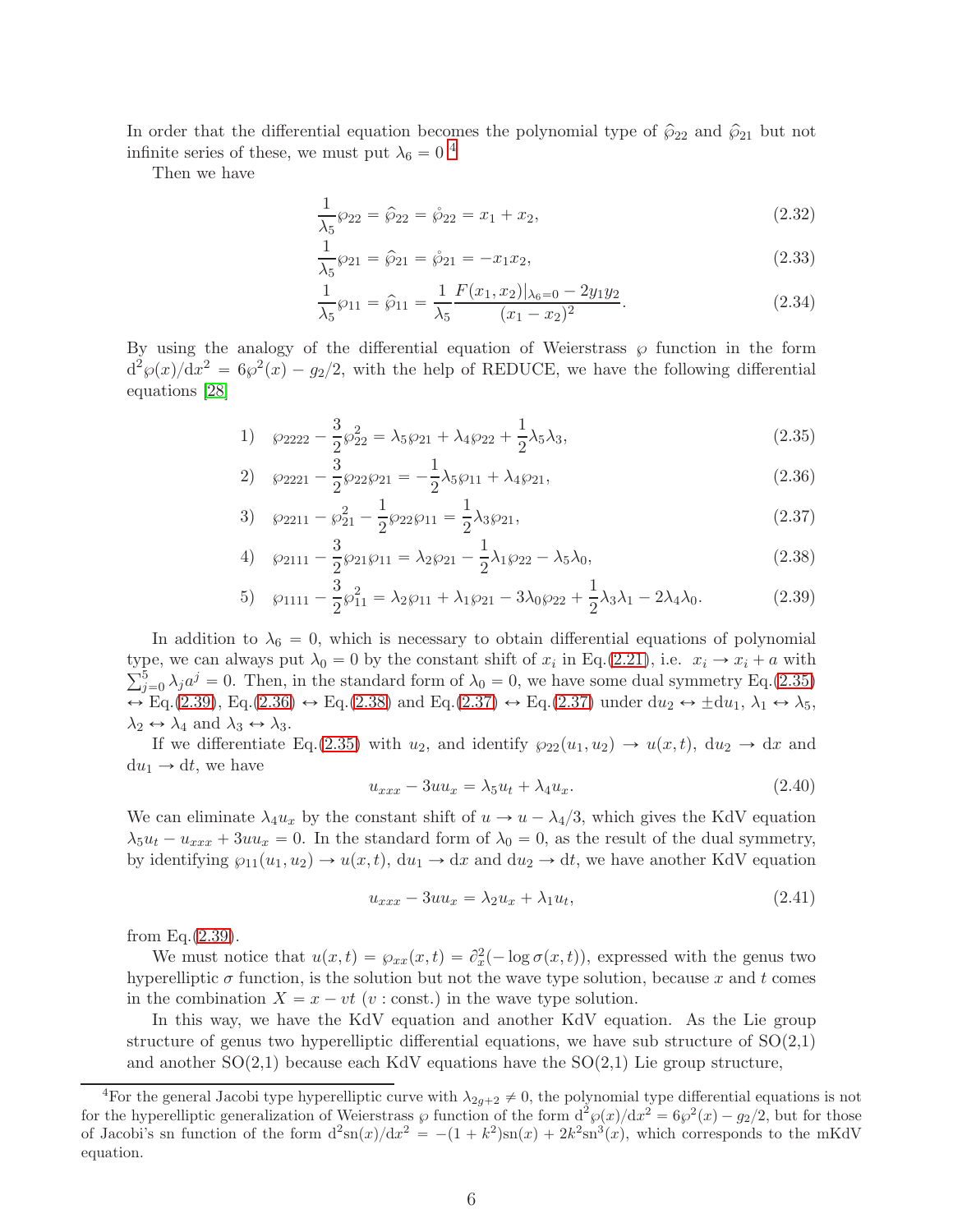In order that the differential equation becomes the polynomial type of $\hat{\wp}_{22}$ and $\hat{\wp}_{21}$ but not infinite series of these, we must put $\lambda_6 = 0$ [4].

Then we have

$$\frac{1}{\lambda_5}\wp_{22} = \hat{\wp}_{22} = \mathring{\wp}_{22} = x_1 + x_2, \tag{2.32}$$

$$\frac{1}{\lambda_5}\wp_{21} = \hat{\wp}_{21} = \mathring{\wp}_{21} = -x_1 x_2, \tag{2.33}$$

$$\frac{1}{\lambda_5}\wp_{11} = \hat{\wp}_{11} = \frac{1}{\lambda_5}\frac{F(x_1,x_2)|_{\lambda_6=0} - 2y_1y_2}{(x_1-x_2)^2}. \tag{2.34}$$

By using the analogy of the differential equation of Weierstrass $\wp$ function in the form $\mathrm{d}^2\wp(x)/\mathrm{d}x^2 = 6\wp^2(x) - g_2/2$, with the help of REDUCE, we have the following differential equations [28]

$$1)\quad \wp_{2222} - \frac{3}{2}\wp_{22}^2 = \lambda_5\wp_{21} + \lambda_4\wp_{22} + \frac{1}{2}\lambda_5\lambda_3, \tag{2.35}$$

$$2)\quad \wp_{2221} - \frac{3}{2}\wp_{22}\wp_{21} = -\frac{1}{2}\lambda_5\wp_{11} + \lambda_4\wp_{21}, \tag{2.36}$$

$$3)\quad \wp_{2211} - \wp_{21}^2 - \frac{1}{2}\wp_{22}\wp_{11} = \frac{1}{2}\lambda_3\wp_{21}, \tag{2.37}$$

$$4)\quad \wp_{2111} - \frac{3}{2}\wp_{21}\wp_{11} = \lambda_2\wp_{21} - \frac{1}{2}\lambda_1\wp_{22} - \lambda_5\lambda_0, \tag{2.38}$$

$$5)\quad \wp_{1111} - \frac{3}{2}\wp_{11}^2 = \lambda_2\wp_{11} + \lambda_1\wp_{21} - 3\lambda_0\wp_{22} + \frac{1}{2}\lambda_3\lambda_1 - 2\lambda_4\lambda_0. \tag{2.39}$$

In addition to $\lambda_6 = 0$, which is necessary to obtain differential equations of polynomial type, we can always put $\lambda_0 = 0$ by the constant shift of $x_i$ in Eq.(2.21), i.e. $x_i \to x_i + a$ with $\sum_{j=0}^{5}\lambda_j a^j = 0$. Then, in the standard form of $\lambda_0 = 0$, we have some dual symmetry Eq.(2.35) $\leftrightarrow$ Eq.(2.39), Eq.(2.36) $\leftrightarrow$ Eq.(2.38) and Eq.(2.37) $\leftrightarrow$ Eq.(2.37) under $\mathrm{d}u_2 \leftrightarrow \pm\mathrm{d}u_1$, $\lambda_1 \leftrightarrow \lambda_5$, $\lambda_2 \leftrightarrow \lambda_4$ and $\lambda_3 \leftrightarrow \lambda_3$.

If we differentiate Eq.(2.35) with $u_2$, and identify $\wp_{22}(u_1,u_2) \to u(x,t)$, $\mathrm{d}u_2 \to \mathrm{d}x$ and $\mathrm{d}u_1 \to \mathrm{d}t$, we have

$$u_{xxx} - 3uu_x = \lambda_5 u_t + \lambda_4 u_x. \tag{2.40}$$

We can eliminate $\lambda_4 u_x$ by the constant shift of $u \to u - \lambda_4/3$, which gives the KdV equation $\lambda_5 u_t - u_{xxx} + 3uu_x = 0$. In the standard form of $\lambda_0 = 0$, as the result of the dual symmetry, by identifying $\wp_{11}(u_1,u_2) \to u(x,t)$, $\mathrm{d}u_1 \to \mathrm{d}x$ and $\mathrm{d}u_2 \to \mathrm{d}t$, we have another KdV equation

$$u_{xxx} - 3uu_x = \lambda_2 u_x + \lambda_1 u_t, \tag{2.41}$$

from Eq.(2.39).

We must notice that $u(x,t) = \wp_{xx}(x,t) = \partial_x^2(-\log\sigma(x,t))$, expressed with the genus two hyperelliptic $\sigma$ function, is the solution but not the wave type solution, because $x$ and $t$ comes in the combination $X = x - vt$ ($v$ : const.) in the wave type solution.

In this way, we have the KdV equation and another KdV equation. As the Lie group structure of genus two hyperelliptic differential equations, we have sub structure of SO(2,1) and another SO(2,1) because each KdV equations have the SO(2,1) Lie group structure,

---

[4] For the general Jacobi type hyperelliptic curve with $\lambda_{2g+2} \neq 0$, the polynomial type differential equations is not for the hyperelliptic generalization of Weierstrass $\wp$ function of the form $\mathrm{d}^2\wp(x)/\mathrm{d}x^2 = 6\wp^2(x) - g_2/2$, but for those of Jacobi's sn function of the form $\mathrm{d}^2\mathrm{sn}(x)/\mathrm{d}x^2 = -(1+k^2)\mathrm{sn}(x) + 2k^2\mathrm{sn}^3(x)$, which corresponds to the mKdV equation.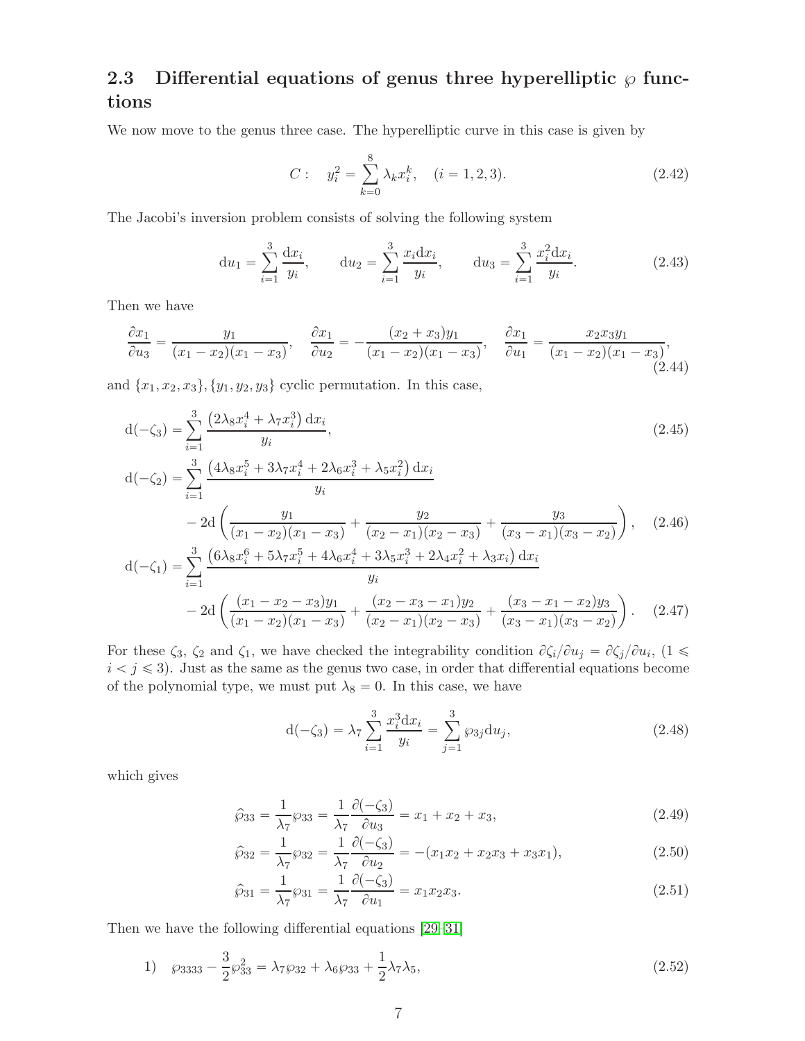### 2.3 Differential equations of genus three hyperelliptic $\wp$ functions

We now move to the genus three case. The hyperelliptic curve in this case is given by

$$C: \quad y_i^2 = \sum_{k=0}^{8} \lambda_k x_i^k, \quad (i = 1, 2, 3). \tag{2.42}$$

The Jacobi's inversion problem consists of solving the following system

$$\mathrm{d}u_1 = \sum_{i=1}^{3} \frac{\mathrm{d}x_i}{y_i}, \qquad \mathrm{d}u_2 = \sum_{i=1}^{3} \frac{x_i \mathrm{d}x_i}{y_i}, \qquad \mathrm{d}u_3 = \sum_{i=1}^{3} \frac{x_i^2 \mathrm{d}x_i}{y_i}. \tag{2.43}$$

Then we have

$$\frac{\partial x_1}{\partial u_3} = \frac{y_1}{(x_1 - x_2)(x_1 - x_3)}, \quad \frac{\partial x_1}{\partial u_2} = -\frac{(x_2 + x_3) y_1}{(x_1 - x_2)(x_1 - x_3)}, \quad \frac{\partial x_1}{\partial u_1} = \frac{x_2 x_3 y_1}{(x_1 - x_2)(x_1 - x_3)}, \tag{2.44}$$

and $\{x_1, x_2, x_3\}, \{y_1, y_2, y_3\}$ cyclic permutation. In this case,

$$\mathrm{d}(-\zeta_3) = \sum_{i=1}^{3} \frac{\left(2\lambda_8 x_i^4 + \lambda_7 x_i^3\right) \mathrm{d}x_i}{y_i}, \tag{2.45}$$

$$\begin{aligned} \mathrm{d}(-\zeta_2) = &\sum_{i=1}^{3} \frac{\left(4\lambda_8 x_i^5 + 3\lambda_7 x_i^4 + 2\lambda_6 x_i^3 + \lambda_5 x_i^2\right) \mathrm{d}x_i}{y_i} \\ &- 2\mathrm{d}\left( \frac{y_1}{(x_1 - x_2)(x_1 - x_3)} + \frac{y_2}{(x_2 - x_1)(x_2 - x_3)} + \frac{y_3}{(x_3 - x_1)(x_3 - x_2)} \right), \end{aligned} \tag{2.46}$$

$$\begin{aligned} \mathrm{d}(-\zeta_1) = &\sum_{i=1}^{3} \frac{\left(6\lambda_8 x_i^6 + 5\lambda_7 x_i^5 + 4\lambda_6 x_i^4 + 3\lambda_5 x_i^3 + 2\lambda_4 x_i^2 + \lambda_3 x_i\right) \mathrm{d}x_i}{y_i} \\ &- 2\mathrm{d}\left( \frac{(x_1 - x_2 - x_3) y_1}{(x_1 - x_2)(x_1 - x_3)} + \frac{(x_2 - x_3 - x_1) y_2}{(x_2 - x_1)(x_2 - x_3)} + \frac{(x_3 - x_1 - x_2) y_3}{(x_3 - x_1)(x_3 - x_2)} \right). \end{aligned} \tag{2.47}$$

For these $\zeta_3$, $\zeta_2$ and $\zeta_1$, we have checked the integrability condition $\partial\zeta_i/\partial u_j = \partial\zeta_j/\partial u_i$, $(1 \leqslant i < j \leqslant 3)$. Just as the same as the genus two case, in order that differential equations become of the polynomial type, we must put $\lambda_8 = 0$. In this case, we have

$$\mathrm{d}(-\zeta_3) = \lambda_7 \sum_{i=1}^{3} \frac{x_i^3 \mathrm{d}x_i}{y_i} = \sum_{j=1}^{3} \wp_{3j} \mathrm{d}u_j, \tag{2.48}$$

which gives

$$\hat{\wp}_{33} = \frac{1}{\lambda_7} \wp_{33} = \frac{1}{\lambda_7} \frac{\partial(-\zeta_3)}{\partial u_3} = x_1 + x_2 + x_3, \tag{2.49}$$

$$\hat{\wp}_{32} = \frac{1}{\lambda_7} \wp_{32} = \frac{1}{\lambda_7} \frac{\partial(-\zeta_3)}{\partial u_2} = -(x_1 x_2 + x_2 x_3 + x_3 x_1), \tag{2.50}$$

$$\hat{\wp}_{31} = \frac{1}{\lambda_7} \wp_{31} = \frac{1}{\lambda_7} \frac{\partial(-\zeta_3)}{\partial u_1} = x_1 x_2 x_3. \tag{2.51}$$

Then we have the following differential equations [29–31]

$$1) \quad \wp_{3333} - \frac{3}{2} \wp_{33}^2 = \lambda_7 \wp_{32} + \lambda_6 \wp_{33} + \frac{1}{2} \lambda_7 \lambda_5, \tag{2.52}$$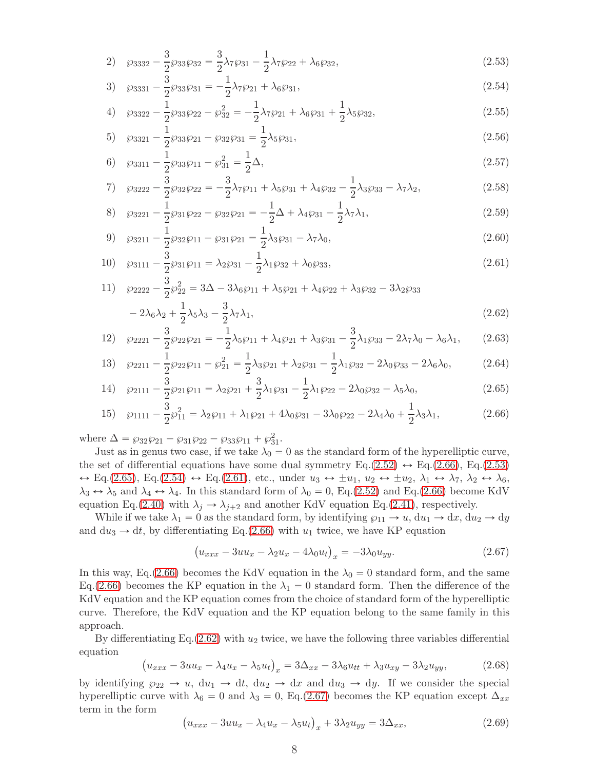$$2)\quad \wp_{3332} - \frac{3}{2}\wp_{33}\wp_{32} = \frac{3}{2}\lambda_7\wp_{31} - \frac{1}{2}\lambda_7\wp_{22} + \lambda_6\wp_{32}, \tag{2.53}$$

$$3)\quad \wp_{3331} - \frac{3}{2}\wp_{33}\wp_{31} = -\frac{1}{2}\lambda_7\wp_{21} + \lambda_6\wp_{31}, \tag{2.54}$$

$$4)\quad \wp_{3322} - \frac{1}{2}\wp_{33}\wp_{22} - \wp_{32}^2 = -\frac{1}{2}\lambda_7\wp_{21} + \lambda_6\wp_{31} + \frac{1}{2}\lambda_5\wp_{32}, \tag{2.55}$$

$$5)\quad \wp_{3321} - \frac{1}{2}\wp_{33}\wp_{21} - \wp_{32}\wp_{31} = \frac{1}{2}\lambda_5\wp_{31}, \tag{2.56}$$

$$6)\quad \wp_{3311} - \frac{1}{2}\wp_{33}\wp_{11} - \wp_{31}^2 = \frac{1}{2}\Delta, \tag{2.57}$$

$$7)\quad \wp_{3222} - \frac{3}{2}\wp_{32}\wp_{22} = -\frac{3}{2}\lambda_7\wp_{11} + \lambda_5\wp_{31} + \lambda_4\wp_{32} - \frac{1}{2}\lambda_3\wp_{33} - \lambda_7\lambda_2, \tag{2.58}$$

$$8)\quad \wp_{3221} - \frac{1}{2}\wp_{31}\wp_{22} - \wp_{32}\wp_{21} = -\frac{1}{2}\Delta + \lambda_4\wp_{31} - \frac{1}{2}\lambda_7\lambda_1, \tag{2.59}$$

$$9)\quad \wp_{3211} - \frac{1}{2}\wp_{32}\wp_{11} - \wp_{31}\wp_{21} = \frac{1}{2}\lambda_3\wp_{31} - \lambda_7\lambda_0, \tag{2.60}$$

$$10)\quad \wp_{3111} - \frac{3}{2}\wp_{31}\wp_{11} = \lambda_2\wp_{31} - \frac{1}{2}\lambda_1\wp_{32} + \lambda_0\wp_{33}, \tag{2.61}$$

$$11)\quad \wp_{2222} - \frac{3}{2}\wp_{22}^2 = 3\Delta - 3\lambda_6\wp_{11} + \lambda_5\wp_{21} + \lambda_4\wp_{22} + \lambda_3\wp_{32} - 3\lambda_2\wp_{33}$$
$$- 2\lambda_6\lambda_2 + \frac{1}{2}\lambda_5\lambda_3 - \frac{3}{2}\lambda_7\lambda_1, \tag{2.62}$$

$$12)\quad \wp_{2221} - \frac{3}{2}\wp_{22}\wp_{21} = -\frac{1}{2}\lambda_5\wp_{11} + \lambda_4\wp_{21} + \lambda_3\wp_{31} - \frac{3}{2}\lambda_1\wp_{33} - 2\lambda_7\lambda_0 - \lambda_6\lambda_1, \tag{2.63}$$

$$13)\quad \wp_{2211} - \frac{1}{2}\wp_{22}\wp_{11} - \wp_{21}^2 = \frac{1}{2}\lambda_3\wp_{21} + \lambda_2\wp_{31} - \frac{1}{2}\lambda_1\wp_{32} - 2\lambda_0\wp_{33} - 2\lambda_6\lambda_0, \tag{2.64}$$

$$14)\quad \wp_{2111} - \frac{3}{2}\wp_{21}\wp_{11} = \lambda_2\wp_{21} + \frac{3}{2}\lambda_1\wp_{31} - \frac{1}{2}\lambda_1\wp_{22} - 2\lambda_0\wp_{32} - \lambda_5\lambda_0, \tag{2.65}$$

$$15)\quad \wp_{1111} - \frac{3}{2}\wp_{11}^2 = \lambda_2\wp_{11} + \lambda_1\wp_{21} + 4\lambda_0\wp_{31} - 3\lambda_0\wp_{22} - 2\lambda_4\lambda_0 + \frac{1}{2}\lambda_3\lambda_1, \tag{2.66}$$

where $\Delta = \wp_{32}\wp_{21} - \wp_{31}\wp_{22} - \wp_{33}\wp_{11} + \wp_{31}^2$.

Just as in genus two case, if we take $\lambda_0 = 0$ as the standard form of the hyperelliptic curve, the set of differential equations have some dual symmetry Eq.(2.52) $\leftrightarrow$ Eq.(2.66), Eq.(2.53) $\leftrightarrow$ Eq.(2.65), Eq.(2.54) $\leftrightarrow$ Eq.(2.61), etc., under $u_3 \leftrightarrow \pm u_1$, $u_2 \leftrightarrow \pm u_2$, $\lambda_1 \leftrightarrow \lambda_7$, $\lambda_2 \leftrightarrow \lambda_6$, $\lambda_3 \leftrightarrow \lambda_5$ and $\lambda_4 \leftrightarrow \lambda_4$. In this standard form of $\lambda_0 = 0$, Eq.(2.52) and Eq.(2.66) become KdV equation Eq.(2.40) with $\lambda_j \to \lambda_{j+2}$ and another KdV equation Eq.(2.41), respectively.

While if we take $\lambda_1 = 0$ as the standard form, by identifying $\wp_{11} \to u$, $\mathrm{d}u_1 \to \mathrm{d}x$, $\mathrm{d}u_2 \to \mathrm{d}y$ and $\mathrm{d}u_3 \to \mathrm{d}t$, by differentiating Eq.(2.66) with $u_1$ twice, we have KP equation

$$\left(u_{xxx} - 3uu_x - \lambda_2 u_x - 4\lambda_0 u_t\right)_x = -3\lambda_0 u_{yy}. \tag{2.67}$$

In this way, Eq.(2.66) becomes the KdV equation in the $\lambda_0 = 0$ standard form, and the same Eq.(2.66) becomes the KP equation in the $\lambda_1 = 0$ standard form. Then the difference of the KdV equation and the KP equation comes from the choice of standard form of the hyperelliptic curve. Therefore, the KdV equation and the KP equation belong to the same family in this approach.

By differentiating Eq.(2.62) with $u_2$ twice, we have the following three variables differential equation

$$\left(u_{xxx} - 3uu_x - \lambda_4 u_x - \lambda_5 u_t\right)_x = 3\Delta_{xx} - 3\lambda_6 u_{tt} + \lambda_3 u_{xy} - 3\lambda_2 u_{yy}, \tag{2.68}$$

by identifying $\wp_{22} \to u$, $\mathrm{d}u_1 \to \mathrm{d}t$, $\mathrm{d}u_2 \to \mathrm{d}x$ and $\mathrm{d}u_3 \to \mathrm{d}y$. If we consider the special hyperelliptic curve with $\lambda_6 = 0$ and $\lambda_3 = 0$, Eq.(2.67) becomes the KP equation except $\Delta_{xx}$ term in the form

$$\left(u_{xxx} - 3uu_x - \lambda_4 u_x - \lambda_5 u_t\right)_x + 3\lambda_2 u_{yy} = 3\Delta_{xx}, \tag{2.69}$$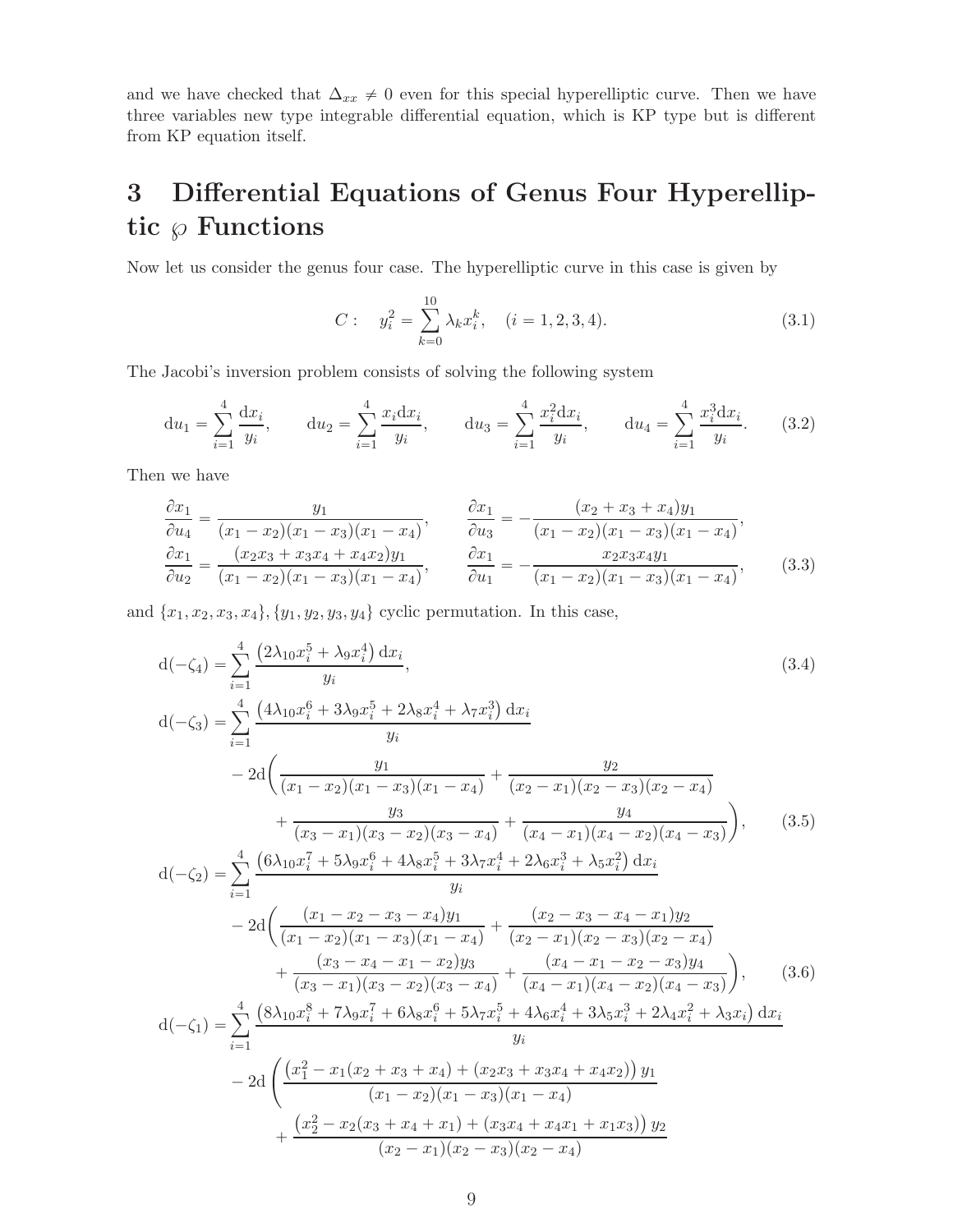and we have checked that $\Delta_{xx} \neq 0$ even for this special hyperelliptic curve. Then we have three variables new type integrable differential equation, which is KP type but is different from KP equation itself.

# 3 Differential Equations of Genus Four Hyperelliptic $\wp$ Functions

Now let us consider the genus four case. The hyperelliptic curve in this case is given by

$$C: \quad y_i^2 = \sum_{k=0}^{10} \lambda_k x_i^k, \quad (i = 1, 2, 3, 4). \tag{3.1}$$

The Jacobi's inversion problem consists of solving the following system

$$\mathrm{d}u_1 = \sum_{i=1}^{4} \frac{\mathrm{d}x_i}{y_i}, \qquad \mathrm{d}u_2 = \sum_{i=1}^{4} \frac{x_i \mathrm{d}x_i}{y_i}, \qquad \mathrm{d}u_3 = \sum_{i=1}^{4} \frac{x_i^2 \mathrm{d}x_i}{y_i}, \qquad \mathrm{d}u_4 = \sum_{i=1}^{4} \frac{x_i^3 \mathrm{d}x_i}{y_i}. \tag{3.2}$$

Then we have

$$\begin{aligned}
\frac{\partial x_1}{\partial u_4} &= \frac{y_1}{(x_1 - x_2)(x_1 - x_3)(x_1 - x_4)}, \qquad & \frac{\partial x_1}{\partial u_3} &= -\frac{(x_2 + x_3 + x_4) y_1}{(x_1 - x_2)(x_1 - x_3)(x_1 - x_4)}, \\
\frac{\partial x_1}{\partial u_2} &= \frac{(x_2 x_3 + x_3 x_4 + x_4 x_2) y_1}{(x_1 - x_2)(x_1 - x_3)(x_1 - x_4)}, \qquad & \frac{\partial x_1}{\partial u_1} &= -\frac{x_2 x_3 x_4 y_1}{(x_1 - x_2)(x_1 - x_3)(x_1 - x_4)},
\end{aligned} \tag{3.3}$$

and $\{x_1, x_2, x_3, x_4\}, \{y_1, y_2, y_3, y_4\}$ cyclic permutation. In this case,

$$\mathrm{d}(-\zeta_4) = \sum_{i=1}^{4} \frac{\left(2\lambda_{10} x_i^5 + \lambda_9 x_i^4\right) \mathrm{d}x_i}{y_i}, \tag{3.4}$$

$$\begin{aligned}
\mathrm{d}(-\zeta_3) = &\sum_{i=1}^{4} \frac{\left(4\lambda_{10} x_i^6 + 3\lambda_9 x_i^5 + 2\lambda_8 x_i^4 + \lambda_7 x_i^3\right) \mathrm{d}x_i}{y_i} \\
&- 2\mathrm{d}\bigg( \frac{y_1}{(x_1 - x_2)(x_1 - x_3)(x_1 - x_4)} + \frac{y_2}{(x_2 - x_1)(x_2 - x_3)(x_2 - x_4)} \\
&\qquad + \frac{y_3}{(x_3 - x_1)(x_3 - x_2)(x_3 - x_4)} + \frac{y_4}{(x_4 - x_1)(x_4 - x_2)(x_4 - x_3)} \bigg),
\end{aligned} \tag{3.5}$$

$$\begin{aligned}
\mathrm{d}(-\zeta_2) = &\sum_{i=1}^{4} \frac{\left(6\lambda_{10} x_i^7 + 5\lambda_9 x_i^6 + 4\lambda_8 x_i^5 + 3\lambda_7 x_i^4 + 2\lambda_6 x_i^3 + \lambda_5 x_i^2\right) \mathrm{d}x_i}{y_i} \\
&- 2\mathrm{d}\bigg( \frac{(x_1 - x_2 - x_3 - x_4) y_1}{(x_1 - x_2)(x_1 - x_3)(x_1 - x_4)} + \frac{(x_2 - x_3 - x_4 - x_1) y_2}{(x_2 - x_1)(x_2 - x_3)(x_2 - x_4)} \\
&\qquad + \frac{(x_3 - x_4 - x_1 - x_2) y_3}{(x_3 - x_1)(x_3 - x_2)(x_3 - x_4)} + \frac{(x_4 - x_1 - x_2 - x_3) y_4}{(x_4 - x_1)(x_4 - x_2)(x_4 - x_3)} \bigg),
\end{aligned} \tag{3.6}$$

$$\begin{aligned}
\mathrm{d}(-\zeta_1) = &\sum_{i=1}^{4} \frac{\left(8\lambda_{10} x_i^8 + 7\lambda_9 x_i^7 + 6\lambda_8 x_i^6 + 5\lambda_7 x_i^5 + 4\lambda_6 x_i^4 + 3\lambda_5 x_i^3 + 2\lambda_4 x_i^2 + \lambda_3 x_i\right) \mathrm{d}x_i}{y_i} \\
&- 2\mathrm{d}\left( \frac{\left(x_1^2 - x_1(x_2 + x_3 + x_4) + (x_2 x_3 + x_3 x_4 + x_4 x_2)\right) y_1}{(x_1 - x_2)(x_1 - x_3)(x_1 - x_4)} \right. \\
&\qquad + \frac{\left(x_2^2 - x_2(x_3 + x_4 + x_1) + (x_3 x_4 + x_4 x_1 + x_1 x_3)\right) y_2}{(x_2 - x_1)(x_2 - x_3)(x_2 - x_4)}
\end{aligned}$$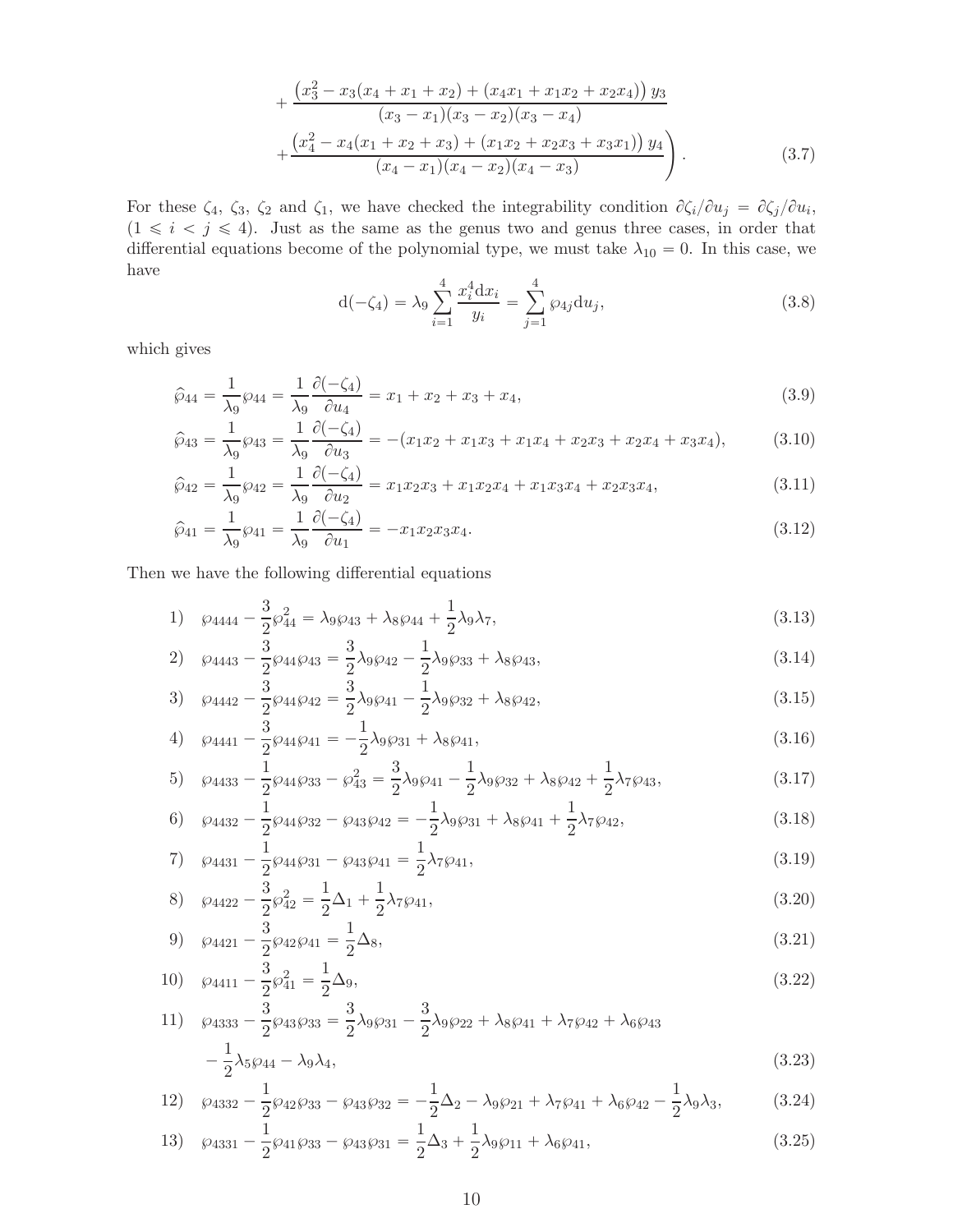$$
\left. + \frac{\left(x_3^2 - x_3(x_4 + x_1 + x_2) + (x_4 x_1 + x_1 x_2 + x_2 x_4)\right) y_3}{(x_3 - x_1)(x_3 - x_2)(x_3 - x_4)} + \frac{\left(x_4^2 - x_4(x_1 + x_2 + x_3) + (x_1 x_2 + x_2 x_3 + x_3 x_1)\right) y_4}{(x_4 - x_1)(x_4 - x_2)(x_4 - x_3)} \right). \tag{3.7}
$$

For these $\zeta_4$, $\zeta_3$, $\zeta_2$ and $\zeta_1$, we have checked the integrability condition $\partial\zeta_i/\partial u_j = \partial\zeta_j/\partial u_i$, $(1 \leqslant i < j \leqslant 4)$. Just as the same as the genus two and genus three cases, in order that differential equations become of the polynomial type, we must take $\lambda_{10} = 0$. In this case, we have

$$
\mathrm{d}(-\zeta_4) = \lambda_9 \sum_{i=1}^{4} \frac{x_i^4 \mathrm{d}x_i}{y_i} = \sum_{j=1}^{4} \wp_{4j} \mathrm{d}u_j, \tag{3.8}
$$

which gives

$$
\widehat{\wp}_{44} = \frac{1}{\lambda_9}\wp_{44} = \frac{1}{\lambda_9}\frac{\partial(-\zeta_4)}{\partial u_4} = x_1 + x_2 + x_3 + x_4, \tag{3.9}
$$

$$
\widehat{\wp}_{43} = \frac{1}{\lambda_9}\wp_{43} = \frac{1}{\lambda_9}\frac{\partial(-\zeta_4)}{\partial u_3} = -(x_1x_2 + x_1x_3 + x_1x_4 + x_2x_3 + x_2x_4 + x_3x_4), \tag{3.10}
$$

$$
\widehat{\wp}_{42} = \frac{1}{\lambda_9}\wp_{42} = \frac{1}{\lambda_9}\frac{\partial(-\zeta_4)}{\partial u_2} = x_1x_2x_3 + x_1x_2x_4 + x_1x_3x_4 + x_2x_3x_4, \tag{3.11}
$$

$$
\widehat{\wp}_{41} = \frac{1}{\lambda_9}\wp_{41} = \frac{1}{\lambda_9}\frac{\partial(-\zeta_4)}{\partial u_1} = -x_1x_2x_3x_4. \tag{3.12}
$$

Then we have the following differential equations

$$
1) \quad \wp_{4444} - \frac{3}{2}\wp_{44}^2 = \lambda_9\wp_{43} + \lambda_8\wp_{44} + \frac{1}{2}\lambda_9\lambda_7, \tag{3.13}
$$

$$
2) \quad \wp_{4443} - \frac{3}{2}\wp_{44}\wp_{43} = \frac{3}{2}\lambda_9\wp_{42} - \frac{1}{2}\lambda_9\wp_{33} + \lambda_8\wp_{43}, \tag{3.14}
$$

$$
3) \quad \wp_{4442} - \frac{3}{2}\wp_{44}\wp_{42} = \frac{3}{2}\lambda_9\wp_{41} - \frac{1}{2}\lambda_9\wp_{32} + \lambda_8\wp_{42}, \tag{3.15}
$$

$$
4) \quad \wp_{4441} - \frac{3}{2}\wp_{44}\wp_{41} = -\frac{1}{2}\lambda_9\wp_{31} + \lambda_8\wp_{41}, \tag{3.16}
$$

$$
5) \quad \wp_{4433} - \frac{1}{2}\wp_{44}\wp_{33} - \wp_{43}^2 = \frac{3}{2}\lambda_9\wp_{41} - \frac{1}{2}\lambda_9\wp_{32} + \lambda_8\wp_{42} + \frac{1}{2}\lambda_7\wp_{43}, \tag{3.17}
$$

$$
6) \quad \wp_{4432} - \frac{1}{2}\wp_{44}\wp_{32} - \wp_{43}\wp_{42} = -\frac{1}{2}\lambda_9\wp_{31} + \lambda_8\wp_{41} + \frac{1}{2}\lambda_7\wp_{42}, \tag{3.18}
$$

$$
7) \quad \wp_{4431} - \frac{1}{2}\wp_{44}\wp_{31} - \wp_{43}\wp_{41} = \frac{1}{2}\lambda_7\wp_{41}, \tag{3.19}
$$

$$
8) \quad \wp_{4422} - \frac{3}{2}\wp_{42}^2 = \frac{1}{2}\Delta_1 + \frac{1}{2}\lambda_7\wp_{41}, \tag{3.20}
$$

$$
9) \quad \wp_{4421} - \frac{3}{2}\wp_{42}\wp_{41} = \frac{1}{2}\Delta_8, \tag{3.21}
$$

$$
10) \quad \wp_{4411} - \frac{3}{2}\wp_{41}^2 = \frac{1}{2}\Delta_9, \tag{3.22}
$$

$$
\begin{aligned}
11) \quad \wp_{4333} - \frac{3}{2}\wp_{43}\wp_{33} &= \frac{3}{2}\lambda_9\wp_{31} - \frac{3}{2}\lambda_9\wp_{22} + \lambda_8\wp_{41} + \lambda_7\wp_{42} + \lambda_6\wp_{43} \\
&\quad - \frac{1}{2}\lambda_5\wp_{44} - \lambda_9\lambda_4,
\end{aligned} \tag{3.23}
$$

$$
12) \quad \wp_{4332} - \frac{1}{2}\wp_{42}\wp_{33} - \wp_{43}\wp_{32} = -\frac{1}{2}\Delta_2 - \lambda_9\wp_{21} + \lambda_7\wp_{41} + \lambda_6\wp_{42} - \frac{1}{2}\lambda_9\lambda_3, \tag{3.24}
$$

$$
13) \quad \wp_{4331} - \frac{1}{2}\wp_{41}\wp_{33} - \wp_{43}\wp_{31} = \frac{1}{2}\Delta_3 + \frac{1}{2}\lambda_9\wp_{11} + \lambda_6\wp_{41}, \tag{3.25}
$$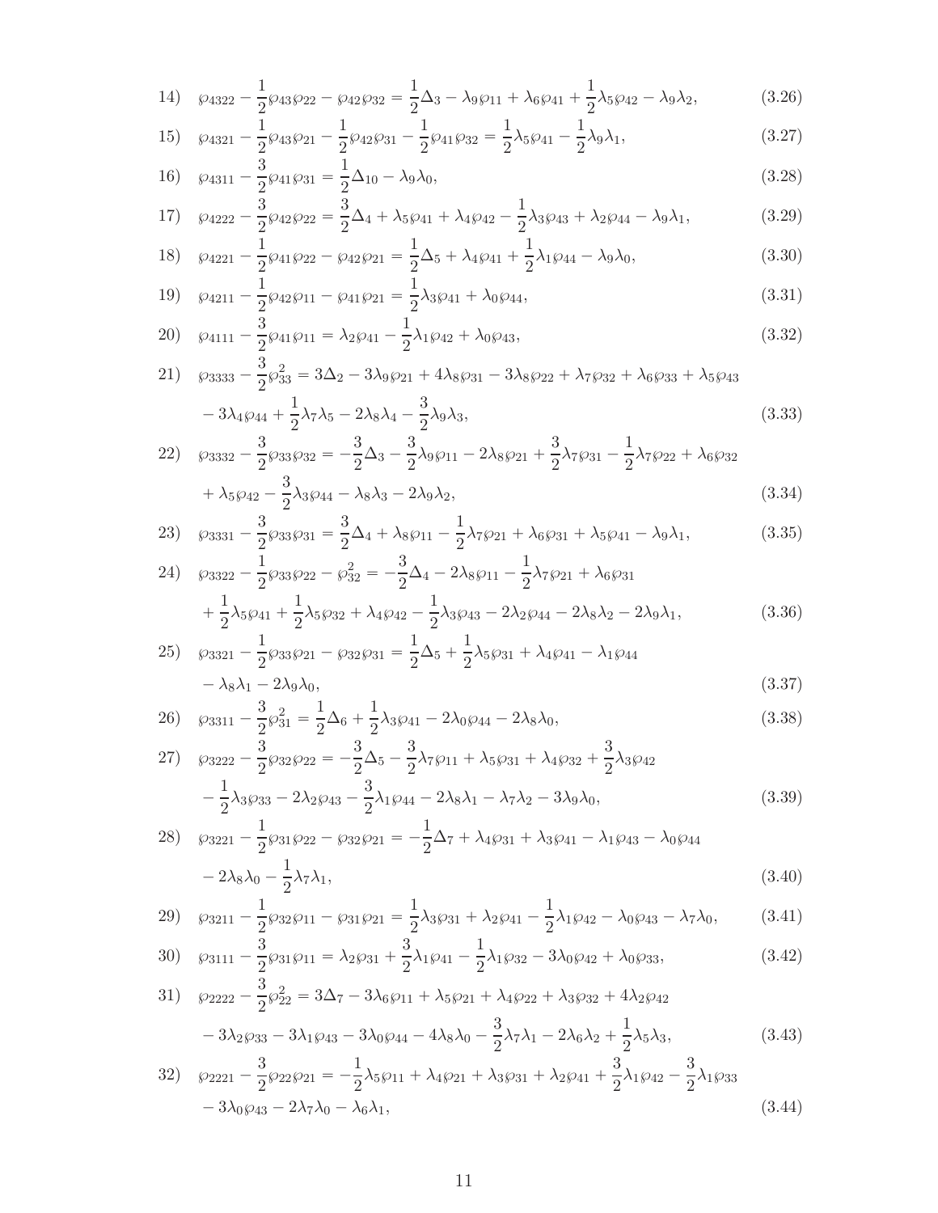14) $\wp_{4322} - \frac{1}{2}\wp_{43}\wp_{22} - \wp_{42}\wp_{32} = \frac{1}{2}\Delta_3 - \lambda_9\wp_{11} + \lambda_6\wp_{41} + \frac{1}{2}\lambda_5\wp_{42} - \lambda_9\lambda_2,$ (3.26)

15) $\wp_{4321} - \frac{1}{2}\wp_{43}\wp_{21} - \frac{1}{2}\wp_{42}\wp_{31} - \frac{1}{2}\wp_{41}\wp_{32} = \frac{1}{2}\lambda_5\wp_{41} - \frac{1}{2}\lambda_9\lambda_1,$ (3.27)

16) $\wp_{4311} - \frac{3}{2}\wp_{41}\wp_{31} = \frac{1}{2}\Delta_{10} - \lambda_9\lambda_0,$ (3.28)

17) $\wp_{4222} - \frac{3}{2}\wp_{42}\wp_{22} = \frac{3}{2}\Delta_4 + \lambda_5\wp_{41} + \lambda_4\wp_{42} - \frac{1}{2}\lambda_3\wp_{43} + \lambda_2\wp_{44} - \lambda_9\lambda_1,$ (3.29)

18) $\wp_{4221} - \frac{1}{2}\wp_{41}\wp_{22} - \wp_{42}\wp_{21} = \frac{1}{2}\Delta_5 + \lambda_4\wp_{41} + \frac{1}{2}\lambda_1\wp_{44} - \lambda_9\lambda_0,$ (3.30)

19) $\wp_{4211} - \frac{1}{2}\wp_{42}\wp_{11} - \wp_{41}\wp_{21} = \frac{1}{2}\lambda_3\wp_{41} + \lambda_0\wp_{44},$ (3.31)

20) $\wp_{4111} - \frac{3}{2}\wp_{41}\wp_{11} = \lambda_2\wp_{41} - \frac{1}{2}\lambda_1\wp_{42} + \lambda_0\wp_{43},$ (3.32)

21) $\wp_{3333} - \frac{3}{2}\wp_{33}^2 = 3\Delta_2 - 3\lambda_9\wp_{21} + 4\lambda_8\wp_{31} - 3\lambda_8\wp_{22} + \lambda_7\wp_{32} + \lambda_6\wp_{33} + \lambda_5\wp_{43}$
$- 3\lambda_4\wp_{44} + \frac{1}{2}\lambda_7\lambda_5 - 2\lambda_8\lambda_4 - \frac{3}{2}\lambda_9\lambda_3,$ (3.33)

22) $\wp_{3332} - \frac{3}{2}\wp_{33}\wp_{32} = -\frac{3}{2}\Delta_3 - \frac{3}{2}\lambda_9\wp_{11} - 2\lambda_8\wp_{21} + \frac{3}{2}\lambda_7\wp_{31} - \frac{1}{2}\lambda_7\wp_{22} + \lambda_6\wp_{32}$
$+ \lambda_5\wp_{42} - \frac{3}{2}\lambda_3\wp_{44} - \lambda_8\lambda_3 - 2\lambda_9\lambda_2,$ (3.34)

23) $\wp_{3331} - \frac{3}{2}\wp_{33}\wp_{31} = \frac{3}{2}\Delta_4 + \lambda_8\wp_{11} - \frac{1}{2}\lambda_7\wp_{21} + \lambda_6\wp_{31} + \lambda_5\wp_{41} - \lambda_9\lambda_1,$ (3.35)

24) $\wp_{3322} - \frac{1}{2}\wp_{33}\wp_{22} - \wp_{32}^2 = -\frac{3}{2}\Delta_4 - 2\lambda_8\wp_{11} - \frac{1}{2}\lambda_7\wp_{21} + \lambda_6\wp_{31}$
$+ \frac{1}{2}\lambda_5\wp_{41} + \frac{1}{2}\lambda_5\wp_{32} + \lambda_4\wp_{42} - \frac{1}{2}\lambda_3\wp_{43} - 2\lambda_2\wp_{44} - 2\lambda_8\lambda_2 - 2\lambda_9\lambda_1,$ (3.36)

25) $\wp_{3321} - \frac{1}{2}\wp_{33}\wp_{21} - \wp_{32}\wp_{31} = \frac{1}{2}\Delta_5 + \frac{1}{2}\lambda_5\wp_{31} + \lambda_4\wp_{41} - \lambda_1\wp_{44}$
$- \lambda_8\lambda_1 - 2\lambda_9\lambda_0,$ (3.37)

26) $\wp_{3311} - \frac{3}{2}\wp_{31}^2 = \frac{1}{2}\Delta_6 + \frac{1}{2}\lambda_3\wp_{41} - 2\lambda_0\wp_{44} - 2\lambda_8\lambda_0,$ (3.38)

27) $\wp_{3222} - \frac{3}{2}\wp_{32}\wp_{22} = -\frac{3}{2}\Delta_5 - \frac{3}{2}\lambda_7\wp_{11} + \lambda_5\wp_{31} + \lambda_4\wp_{32} + \frac{3}{2}\lambda_3\wp_{42}$
$- \frac{1}{2}\lambda_3\wp_{33} - 2\lambda_2\wp_{43} - \frac{3}{2}\lambda_1\wp_{44} - 2\lambda_8\lambda_1 - \lambda_7\lambda_2 - 3\lambda_9\lambda_0,$ (3.39)

28) $\wp_{3221} - \frac{1}{2}\wp_{31}\wp_{22} - \wp_{32}\wp_{21} = -\frac{1}{2}\Delta_7 + \lambda_4\wp_{31} + \lambda_3\wp_{41} - \lambda_1\wp_{43} - \lambda_0\wp_{44}$
$- 2\lambda_8\lambda_0 - \frac{1}{2}\lambda_7\lambda_1,$ (3.40)

29) $\wp_{3211} - \frac{1}{2}\wp_{32}\wp_{11} - \wp_{31}\wp_{21} = \frac{1}{2}\lambda_3\wp_{31} + \lambda_2\wp_{41} - \frac{1}{2}\lambda_1\wp_{42} - \lambda_0\wp_{43} - \lambda_7\lambda_0,$ (3.41)

30) $\wp_{3111} - \frac{3}{2}\wp_{31}\wp_{11} = \lambda_2\wp_{31} + \frac{3}{2}\lambda_1\wp_{41} - \frac{1}{2}\lambda_1\wp_{32} - 3\lambda_0\wp_{42} + \lambda_0\wp_{33},$ (3.42)

31) $\wp_{2222} - \frac{3}{2}\wp_{22}^2 = 3\Delta_7 - 3\lambda_6\wp_{11} + \lambda_5\wp_{21} + \lambda_4\wp_{22} + \lambda_3\wp_{32} + 4\lambda_2\wp_{42}$
$- 3\lambda_2\wp_{33} - 3\lambda_1\wp_{43} - 3\lambda_0\wp_{44} - 4\lambda_8\lambda_0 - \frac{3}{2}\lambda_7\lambda_1 - 2\lambda_6\lambda_2 + \frac{1}{2}\lambda_5\lambda_3,$ (3.43)

32) $\wp_{2221} - \frac{3}{2}\wp_{22}\wp_{21} = -\frac{1}{2}\lambda_5\wp_{11} + \lambda_4\wp_{21} + \lambda_3\wp_{31} + \lambda_2\wp_{41} + \frac{3}{2}\lambda_1\wp_{42} - \frac{3}{2}\lambda_1\wp_{33}$
$- 3\lambda_0\wp_{43} - 2\lambda_7\lambda_0 - \lambda_6\lambda_1,$ (3.44)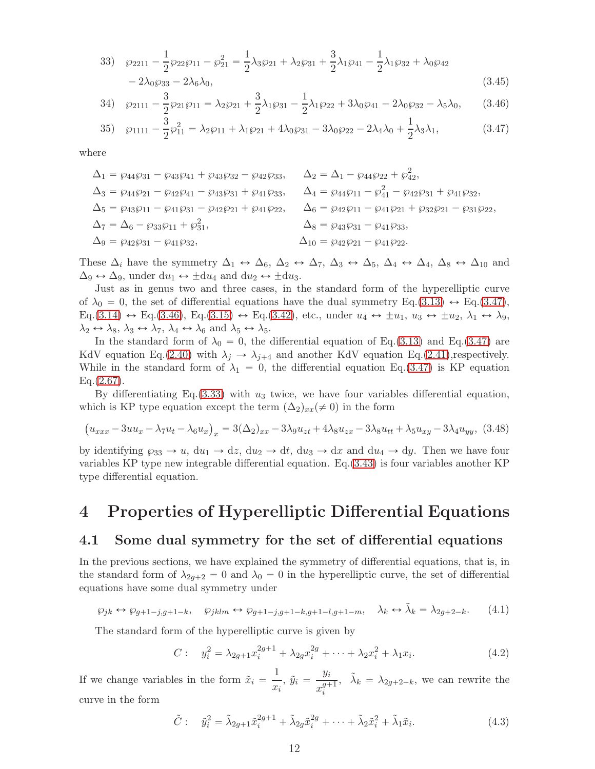$$
\begin{aligned}
33)\quad & \wp_{2211} - \frac{1}{2}\wp_{22}\wp_{11} - \wp_{21}^2 = \frac{1}{2}\lambda_3\wp_{21} + \lambda_2\wp_{31} + \frac{3}{2}\lambda_1\wp_{41} - \frac{1}{2}\lambda_1\wp_{32} + \lambda_0\wp_{42} \\
& - 2\lambda_0\wp_{33} - 2\lambda_6\lambda_0,
\end{aligned}
\tag{3.45}
$$

$$
34)\quad \wp_{2111} - \frac{3}{2}\wp_{21}\wp_{11} = \lambda_2\wp_{21} + \frac{3}{2}\lambda_1\wp_{31} - \frac{1}{2}\lambda_1\wp_{22} + 3\lambda_0\wp_{41} - 2\lambda_0\wp_{32} - \lambda_5\lambda_0, \tag{3.46}
$$

$$
35)\quad \wp_{1111} - \frac{3}{2}\wp_{11}^2 = \lambda_2\wp_{11} + \lambda_1\wp_{21} + 4\lambda_0\wp_{31} - 3\lambda_0\wp_{22} - 2\lambda_4\lambda_0 + \frac{1}{2}\lambda_3\lambda_1, \tag{3.47}
$$

where

$$
\begin{aligned}
&\Delta_1 = \wp_{44}\wp_{31} - \wp_{43}\wp_{41} + \wp_{43}\wp_{32} - \wp_{42}\wp_{33}, && \Delta_2 = \Delta_1 - \wp_{44}\wp_{22} + \wp_{42}^2, \\
&\Delta_3 = \wp_{44}\wp_{21} - \wp_{42}\wp_{41} - \wp_{43}\wp_{31} + \wp_{41}\wp_{33}, && \Delta_4 = \wp_{44}\wp_{11} - \wp_{41}^2 - \wp_{42}\wp_{31} + \wp_{41}\wp_{32}, \\
&\Delta_5 = \wp_{43}\wp_{11} - \wp_{41}\wp_{31} - \wp_{42}\wp_{21} + \wp_{41}\wp_{22}, && \Delta_6 = \wp_{42}\wp_{11} - \wp_{41}\wp_{21} + \wp_{32}\wp_{21} - \wp_{31}\wp_{22}, \\
&\Delta_7 = \Delta_6 - \wp_{33}\wp_{11} + \wp_{31}^2, && \Delta_8 = \wp_{43}\wp_{31} - \wp_{41}\wp_{33}, \\
&\Delta_9 = \wp_{42}\wp_{31} - \wp_{41}\wp_{32}, && \Delta_{10} = \wp_{42}\wp_{21} - \wp_{41}\wp_{22}.
\end{aligned}
$$

These $\Delta_i$ have the symmetry $\Delta_1 \leftrightarrow \Delta_6$, $\Delta_2 \leftrightarrow \Delta_7$, $\Delta_3 \leftrightarrow \Delta_5$, $\Delta_4 \leftrightarrow \Delta_4$, $\Delta_8 \leftrightarrow \Delta_{10}$ and $\Delta_9 \leftrightarrow \Delta_9$, under $\mathrm{d}u_1 \leftrightarrow \pm\mathrm{d}u_4$ and $\mathrm{d}u_2 \leftrightarrow \pm\mathrm{d}u_3$.

Just as in genus two and three cases, in the standard form of the hyperelliptic curve of $\lambda_0 = 0$, the set of differential equations have the dual symmetry Eq.(3.13) $\leftrightarrow$ Eq.(3.47), Eq.(3.14) $\leftrightarrow$ Eq.(3.46), Eq.(3.15) $\leftrightarrow$ Eq.(3.42), etc., under $u_4 \leftrightarrow \pm u_1$, $u_3 \leftrightarrow \pm u_2$, $\lambda_1 \leftrightarrow \lambda_9$, $\lambda_2 \leftrightarrow \lambda_8$, $\lambda_3 \leftrightarrow \lambda_7$, $\lambda_4 \leftrightarrow \lambda_6$ and $\lambda_5 \leftrightarrow \lambda_5$.

In the standard form of $\lambda_0 = 0$, the differential equation of Eq.(3.13) and Eq.(3.47) are KdV equation Eq.(2.40) with $\lambda_j \to \lambda_{j+4}$ and another KdV equation Eq.(2.41),respectively. While in the standard form of $\lambda_1 = 0$, the differential equation Eq.(3.47) is KP equation Eq.(2.67).

By differentiating Eq.(3.33) with $u_3$ twice, we have four variables differential equation, which is KP type equation except the term $(\Delta_2)_{xx} (\neq 0)$ in the form

$$
\left(u_{xxx} - 3uu_x - \lambda_7 u_t - \lambda_6 u_x\right)_x = 3(\Delta_2)_{xx} - 3\lambda_9 u_{zt} + 4\lambda_8 u_{zx} - 3\lambda_8 u_{tt} + \lambda_5 u_{xy} - 3\lambda_4 u_{yy}, \tag{3.48}
$$

by identifying $\wp_{33} \to u$, $\mathrm{d}u_1 \to \mathrm{d}z$, $\mathrm{d}u_2 \to \mathrm{d}t$, $\mathrm{d}u_3 \to \mathrm{d}x$ and $\mathrm{d}u_4 \to \mathrm{d}y$. Then we have four variables KP type new integrable differential equation. Eq.(3.43) is four variables another KP type differential equation.

# 4 Properties of Hyperelliptic Differential Equations

## 4.1 Some dual symmetry for the set of differential equations

In the previous sections, we have explained the symmetry of differential equations, that is, in the standard form of $\lambda_{2g+2} = 0$ and $\lambda_0 = 0$ in the hyperelliptic curve, the set of differential equations have some dual symmetry under

$$
\wp_{jk} \leftrightarrow \wp_{g+1-j,g+1-k}, \quad \wp_{jklm} \leftrightarrow \wp_{g+1-j,g+1-k,g+1-l,g+1-m}, \quad \lambda_k \leftrightarrow \tilde{\lambda}_k = \lambda_{2g+2-k}. \tag{4.1}
$$

The standard form of the hyperelliptic curve is given by

$$
C: \quad y_i^2 = \lambda_{2g+1}x_i^{2g+1} + \lambda_{2g}x_i^{2g} + \cdots + \lambda_2 x_i^2 + \lambda_1 x_i. \tag{4.2}
$$

If we change variables in the form $\tilde{x}_i = \dfrac{1}{x_i}$, $\tilde{y}_i = \dfrac{y_i}{x_i^{g+1}}$, $\tilde{\lambda}_k = \lambda_{2g+2-k}$, we can rewrite the curve in the form

$$
\tilde{C}: \quad \tilde{y}_i^2 = \tilde{\lambda}_{2g+1}\tilde{x}_i^{2g+1} + \tilde{\lambda}_{2g}\tilde{x}_i^{2g} + \cdots + \tilde{\lambda}_2\tilde{x}_i^2 + \tilde{\lambda}_1\tilde{x}_i. \tag{4.3}
$$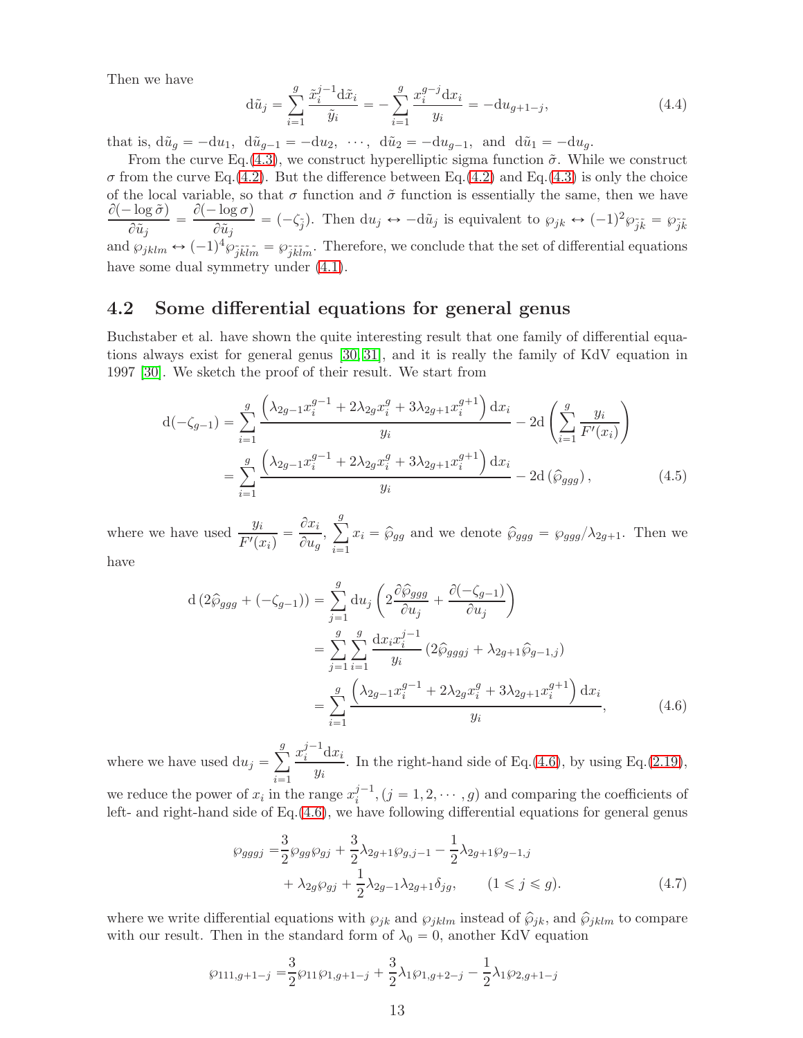Then we have

$$
\mathrm{d}\tilde{u}_j = \sum_{i=1}^{g} \frac{\tilde{x}_i^{j-1}\mathrm{d}\tilde{x}_i}{\tilde{y}_i} = -\sum_{i=1}^{g} \frac{x_i^{g-j}\mathrm{d}x_i}{y_i} = -\mathrm{d}u_{g+1-j}, \tag{4.4}
$$

that is, $\mathrm{d}\tilde{u}_g = -\mathrm{d}u_1$, $\mathrm{d}\tilde{u}_{g-1} = -\mathrm{d}u_2$, $\cdots$, $\mathrm{d}\tilde{u}_2 = -\mathrm{d}u_{g-1}$, and $\mathrm{d}\tilde{u}_1 = -\mathrm{d}u_g$.

From the curve Eq.(4.3), we construct hyperelliptic sigma function $\tilde{\sigma}$. While we construct $\sigma$ from the curve Eq.(4.2). But the difference between Eq.(4.2) and Eq.(4.3) is only the choice of the local variable, so that $\sigma$ function and $\tilde{\sigma}$ function is essentially the same, then we have $\dfrac{\partial(-\log\tilde{\sigma})}{\partial\tilde{u}_j} = \dfrac{\partial(-\log\sigma)}{\partial\tilde{u}_j} = (-\zeta_{\bar{j}})$. Then $\mathrm{d}u_j \leftrightarrow -\mathrm{d}\tilde{u}_j$ is equivalent to $\wp_{jk} \leftrightarrow (-1)^2\wp_{\bar{j}\bar{k}} = \wp_{\bar{j}\bar{k}}$ and $\wp_{jklm} \leftrightarrow (-1)^4\wp_{\bar{j}\bar{k}\bar{l}\bar{m}} = \wp_{\bar{j}\bar{k}\bar{l}\bar{m}}$. Therefore, we conclude that the set of differential equations have some dual symmetry under (4.1).

## 4.2 Some differential equations for general genus

Buchstaber et al. have shown the quite interesting result that one family of differential equations always exist for general genus [30,31], and it is really the family of KdV equation in 1997 [30]. We sketch the proof of their result. We start from

$$
\begin{aligned}
\mathrm{d}(-\zeta_{g-1}) &= \sum_{i=1}^{g} \frac{\left(\lambda_{2g-1}x_i^{g-1} + 2\lambda_{2g}x_i^{g} + 3\lambda_{2g+1}x_i^{g+1}\right)\mathrm{d}x_i}{y_i} - 2\mathrm{d}\left(\sum_{i=1}^{g} \frac{y_i}{F'(x_i)}\right) \\
&= \sum_{i=1}^{g} \frac{\left(\lambda_{2g-1}x_i^{g-1} + 2\lambda_{2g}x_i^{g} + 3\lambda_{2g+1}x_i^{g+1}\right)\mathrm{d}x_i}{y_i} - 2\mathrm{d}\left(\widehat{\wp}_{ggg}\right),
\end{aligned} \tag{4.5}
$$

where we have used $\dfrac{y_i}{F'(x_i)} = \dfrac{\partial x_i}{\partial u_g}$, $\displaystyle\sum_{i=1}^{g} x_i = \widehat{\wp}_{gg}$ and we denote $\widehat{\wp}_{ggg} = \wp_{ggg}/\lambda_{2g+1}$. Then we have

$$
\begin{aligned}
\mathrm{d}\left(2\widehat{\wp}_{ggg} + (-\zeta_{g-1})\right) &= \sum_{j=1}^{g} \mathrm{d}u_j \left(2\frac{\partial\widehat{\wp}_{ggg}}{\partial u_j} + \frac{\partial(-\zeta_{g-1})}{\partial u_j}\right) \\
&= \sum_{j=1}^{g}\sum_{i=1}^{g} \frac{\mathrm{d}x_i x_i^{j-1}}{y_i}\left(2\widehat{\wp}_{gggj} + \lambda_{2g+1}\widehat{\wp}_{g-1,j}\right) \\
&= \sum_{i=1}^{g} \frac{\left(\lambda_{2g-1}x_i^{g-1} + 2\lambda_{2g}x_i^{g} + 3\lambda_{2g+1}x_i^{g+1}\right)\mathrm{d}x_i}{y_i},
\end{aligned} \tag{4.6}
$$

where we have used $\mathrm{d}u_j = \displaystyle\sum_{i=1}^{g} \frac{x_i^{j-1}\mathrm{d}x_i}{y_i}$. In the right-hand side of Eq.(4.6), by using Eq.(2.19), we reduce the power of $x_i$ in the range $x_i^{j-1}, (j = 1, 2, \cdots, g)$ and comparing the coefficients of left- and right-hand side of Eq.(4.6), we have following differential equations for general genus

$$
\begin{aligned}
\wp_{gggj} =& \frac{3}{2}\wp_{gg}\wp_{gj} + \frac{3}{2}\lambda_{2g+1}\wp_{g,j-1} - \frac{1}{2}\lambda_{2g+1}\wp_{g-1,j} \\
&+ \lambda_{2g}\wp_{gj} + \frac{1}{2}\lambda_{2g-1}\lambda_{2g+1}\delta_{jg}, \qquad (1 \leqslant j \leqslant g).
\end{aligned} \tag{4.7}
$$

where we write differential equations with $\wp_{jk}$ and $\wp_{jklm}$ instead of $\widehat{\wp}_{jk}$, and $\widehat{\wp}_{jklm}$ to compare with our result. Then in the standard form of $\lambda_0 = 0$, another KdV equation

$$
\wp_{111,g+1-j} = \frac{3}{2}\wp_{11}\wp_{1,g+1-j} + \frac{3}{2}\lambda_1\wp_{1,g+2-j} - \frac{1}{2}\lambda_1\wp_{2,g+1-j}
$$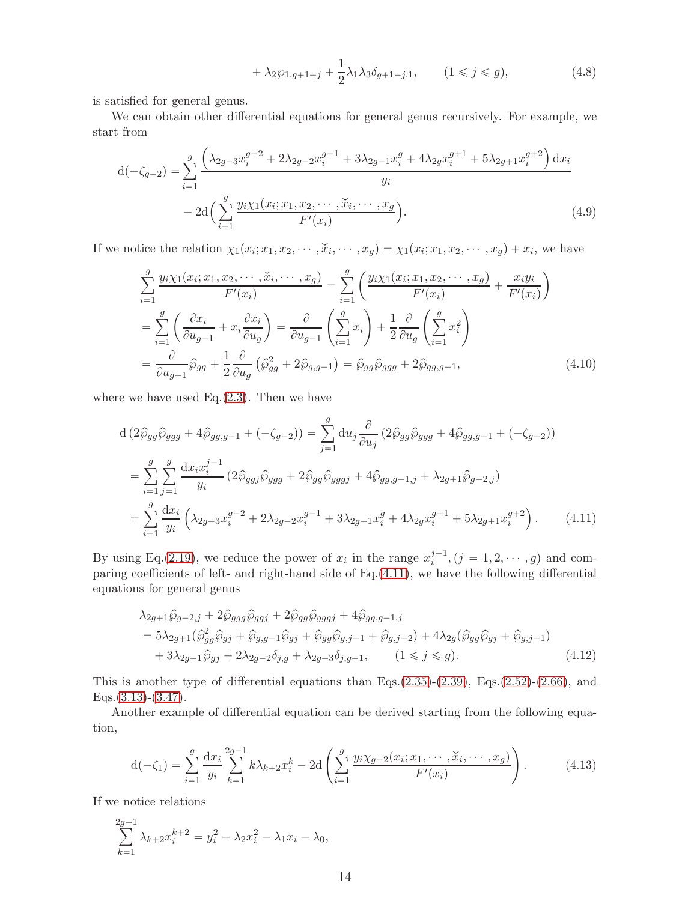$$
+ \lambda_2 \wp_{1,g+1-j} + \frac{1}{2}\lambda_1\lambda_3\delta_{g+1-j,1}, \qquad (1 \leqslant j \leqslant g), \tag{4.8}
$$

is satisfied for general genus.

We can obtain other differential equations for general genus recursively. For example, we start from

$$
\mathrm{d}(-\zeta_{g-2}) = \sum_{i=1}^{g} \frac{\left(\lambda_{2g-3}x_i^{g-2} + 2\lambda_{2g-2}x_i^{g-1} + 3\lambda_{2g-1}x_i^{g} + 4\lambda_{2g}x_i^{g+1} + 5\lambda_{2g+1}x_i^{g+2}\right)\mathrm{d}x_i}{y_i}
$$
$$
- 2\mathrm{d}\Big(\sum_{i=1}^{g} \frac{y_i \chi_1(x_i; x_1, x_2, \cdots, \breve{x}_i, \cdots, x_g)}{F'(x_i)}\Big). \tag{4.9}
$$

If we notice the relation $\chi_1(x_i; x_1, x_2, \cdots, \breve{x}_i, \cdots, x_g) = \chi_1(x_i; x_1, x_2, \cdots, x_g) + x_i$, we have

$$
\begin{aligned}
&\sum_{i=1}^{g} \frac{y_i \chi_1(x_i; x_1, x_2, \cdots, \breve{x}_i, \cdots, x_g)}{F'(x_i)} = \sum_{i=1}^{g} \left( \frac{y_i \chi_1(x_i; x_1, x_2, \cdots, x_g)}{F'(x_i)} + \frac{x_i y_i}{F'(x_i)} \right) \\
&= \sum_{i=1}^{g} \left( \frac{\partial x_i}{\partial u_{g-1}} + x_i \frac{\partial x_i}{\partial u_g} \right) = \frac{\partial}{\partial u_{g-1}} \left( \sum_{i=1}^{g} x_i \right) + \frac{1}{2}\frac{\partial}{\partial u_g} \left( \sum_{i=1}^{g} x_i^2 \right) \\
&= \frac{\partial}{\partial u_{g-1}} \widehat{\wp}_{gg} + \frac{1}{2}\frac{\partial}{\partial u_g} \left( \widehat{\wp}_{gg}^2 + 2\widehat{\wp}_{g,g-1} \right) = \widehat{\wp}_{gg}\widehat{\wp}_{ggg} + 2\widehat{\wp}_{gg,g-1},
\end{aligned} \tag{4.10}
$$

where we have used Eq.(2.3). Then we have

$$
\begin{aligned}
&\mathrm{d}\left(2\widehat{\wp}_{gg}\widehat{\wp}_{ggg} + 4\widehat{\wp}_{gg,g-1} + (-\zeta_{g-2})\right) = \sum_{j=1}^{g} \mathrm{d}u_j \frac{\partial}{\partial u_j} \left(2\widehat{\wp}_{gg}\widehat{\wp}_{ggg} + 4\widehat{\wp}_{gg,g-1} + (-\zeta_{g-2})\right) \\
&= \sum_{i=1}^{g} \sum_{j=1}^{g} \frac{\mathrm{d}x_i x_i^{j-1}}{y_i} \left(2\widehat{\wp}_{ggj}\widehat{\wp}_{ggg} + 2\widehat{\wp}_{gg}\widehat{\wp}_{gggj} + 4\widehat{\wp}_{gg,g-1,j} + \lambda_{2g+1}\widehat{\wp}_{g-2,j}\right) \\
&= \sum_{i=1}^{g} \frac{\mathrm{d}x_i}{y_i} \left(\lambda_{2g-3}x_i^{g-2} + 2\lambda_{2g-2}x_i^{g-1} + 3\lambda_{2g-1}x_i^{g} + 4\lambda_{2g}x_i^{g+1} + 5\lambda_{2g+1}x_i^{g+2}\right).
\end{aligned} \tag{4.11}
$$

By using Eq.(2.19), we reduce the power of $x_i$ in the range $x_i^{j-1}, (j = 1, 2, \cdots, g)$ and comparing coefficients of left- and right-hand side of Eq.(4.11), we have the following differential equations for general genus

$$
\begin{aligned}
&\lambda_{2g+1}\widehat{\wp}_{g-2,j} + 2\widehat{\wp}_{ggg}\widehat{\wp}_{ggj} + 2\widehat{\wp}_{gg}\widehat{\wp}_{gggj} + 4\widehat{\wp}_{gg,g-1,j} \\
&= 5\lambda_{2g+1}(\widehat{\wp}_{gg}^2\widehat{\wp}_{gj} + \widehat{\wp}_{g,g-1}\widehat{\wp}_{gj} + \widehat{\wp}_{gg}\widehat{\wp}_{g,j-1} + \widehat{\wp}_{g,j-2}) + 4\lambda_{2g}(\widehat{\wp}_{gg}\widehat{\wp}_{gj} + \widehat{\wp}_{g,j-1}) \\
&\quad + 3\lambda_{2g-1}\widehat{\wp}_{gj} + 2\lambda_{2g-2}\delta_{j,g} + \lambda_{2g-3}\delta_{j,g-1}, \qquad (1 \leqslant j \leqslant g).
\end{aligned} \tag{4.12}
$$

This is another type of differential equations than Eqs.(2.35)-(2.39), Eqs.(2.52)-(2.66), and Eqs.(3.13)-(3.47).

Another example of differential equation can be derived starting from the following equation,

$$
\mathrm{d}(-\zeta_1) = \sum_{i=1}^{g} \frac{\mathrm{d}x_i}{y_i} \sum_{k=1}^{2g-1} k\lambda_{k+2}x_i^k - 2\mathrm{d}\left(\sum_{i=1}^{g} \frac{y_i \chi_{g-2}(x_i; x_1, \cdots, \breve{x}_i, \cdots, x_g)}{F'(x_i)}\right). \tag{4.13}
$$

If we notice relations

$$
\sum_{k=1}^{2g-1} \lambda_{k+2}x_i^{k+2} = y_i^2 - \lambda_2 x_i^2 - \lambda_1 x_i - \lambda_0,
$$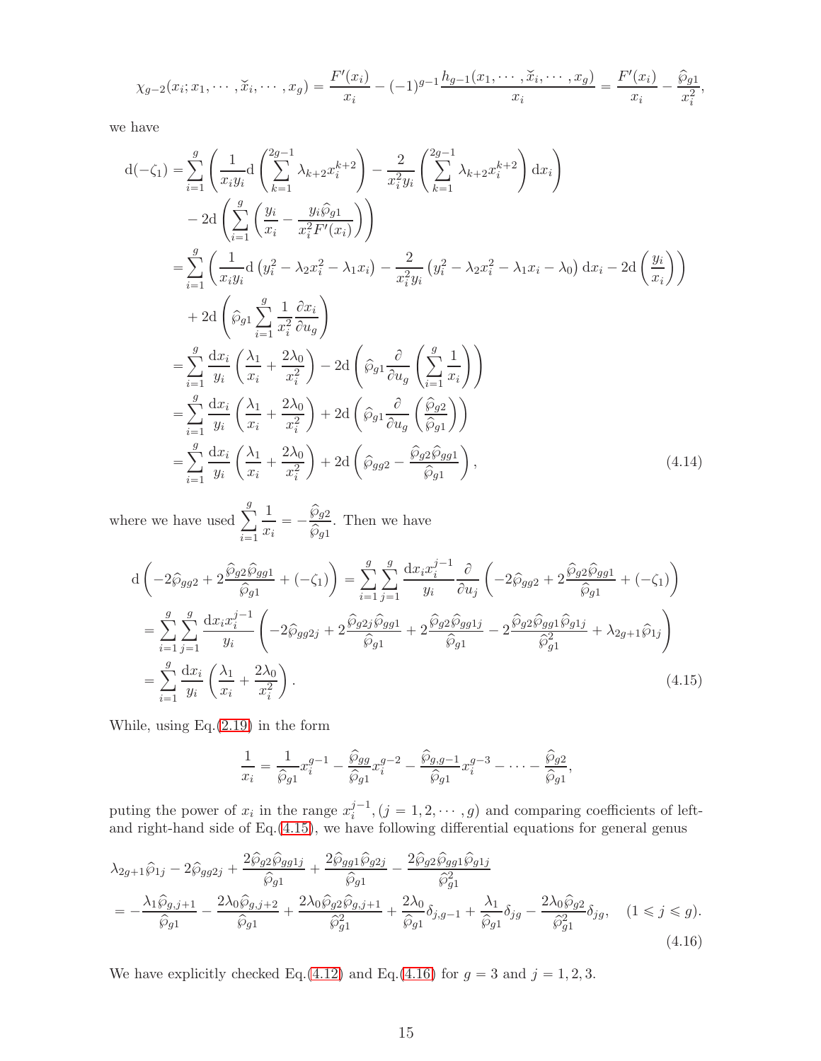$$\chi_{g-2}(x_i; x_1, \cdots, \breve{x}_i, \cdots, x_g) = \frac{F'(x_i)}{x_i} - (-1)^{g-1}\frac{h_{g-1}(x_1, \cdots, \breve{x}_i, \cdots, x_g)}{x_i} = \frac{F'(x_i)}{x_i} - \frac{\widehat{\wp}_{g1}}{x_i^2},$$

we have

$$\begin{aligned}
\mathrm{d}(-\zeta_1) &= \sum_{i=1}^{g}\left(\frac{1}{x_i y_i}\mathrm{d}\left(\sum_{k=1}^{2g-1}\lambda_{k+2}x_i^{k+2}\right) - \frac{2}{x_i^2 y_i}\left(\sum_{k=1}^{2g-1}\lambda_{k+2}x_i^{k+2}\right)\mathrm{d}x_i\right) \\
&\quad - 2\mathrm{d}\left(\sum_{i=1}^{g}\left(\frac{y_i}{x_i} - \frac{y_i\widehat{\wp}_{g1}}{x_i^2 F'(x_i)}\right)\right) \\
&= \sum_{i=1}^{g}\left(\frac{1}{x_i y_i}\mathrm{d}\left(y_i^2 - \lambda_2 x_i^2 - \lambda_1 x_i\right) - \frac{2}{x_i^2 y_i}\left(y_i^2 - \lambda_2 x_i^2 - \lambda_1 x_i - \lambda_0\right)\mathrm{d}x_i - 2\mathrm{d}\left(\frac{y_i}{x_i}\right)\right) \\
&\quad + 2\mathrm{d}\left(\widehat{\wp}_{g1}\sum_{i=1}^{g}\frac{1}{x_i^2}\frac{\partial x_i}{\partial u_g}\right) \\
&= \sum_{i=1}^{g}\frac{\mathrm{d}x_i}{y_i}\left(\frac{\lambda_1}{x_i} + \frac{2\lambda_0}{x_i^2}\right) - 2\mathrm{d}\left(\widehat{\wp}_{g1}\frac{\partial}{\partial u_g}\left(\sum_{i=1}^{g}\frac{1}{x_i}\right)\right) \\
&= \sum_{i=1}^{g}\frac{\mathrm{d}x_i}{y_i}\left(\frac{\lambda_1}{x_i} + \frac{2\lambda_0}{x_i^2}\right) + 2\mathrm{d}\left(\widehat{\wp}_{g1}\frac{\partial}{\partial u_g}\left(\frac{\widehat{\wp}_{g2}}{\widehat{\wp}_{g1}}\right)\right) \\
&= \sum_{i=1}^{g}\frac{\mathrm{d}x_i}{y_i}\left(\frac{\lambda_1}{x_i} + \frac{2\lambda_0}{x_i^2}\right) + 2\mathrm{d}\left(\widehat{\wp}_{gg2} - \frac{\widehat{\wp}_{g2}\widehat{\wp}_{gg1}}{\widehat{\wp}_{g1}}\right),
\end{aligned} \tag{4.14}$$

where we have used $\displaystyle\sum_{i=1}^{g}\frac{1}{x_i} = -\frac{\widehat{\wp}_{g2}}{\widehat{\wp}_{g1}}$. Then we have

$$\begin{aligned}
\mathrm{d}\left(-2\widehat{\wp}_{gg2} + 2\frac{\widehat{\wp}_{g2}\widehat{\wp}_{gg1}}{\widehat{\wp}_{g1}} + (-\zeta_1)\right) &= \sum_{i=1}^{g}\sum_{j=1}^{g}\frac{\mathrm{d}x_i x_i^{j-1}}{y_i}\frac{\partial}{\partial u_j}\left(-2\widehat{\wp}_{gg2} + 2\frac{\widehat{\wp}_{g2}\widehat{\wp}_{gg1}}{\widehat{\wp}_{g1}} + (-\zeta_1)\right) \\
= \sum_{i=1}^{g}\sum_{j=1}^{g}\frac{\mathrm{d}x_i x_i^{j-1}}{y_i}&\left(-2\widehat{\wp}_{gg2j} + 2\frac{\widehat{\wp}_{g2j}\widehat{\wp}_{gg1}}{\widehat{\wp}_{g1}} + 2\frac{\widehat{\wp}_{g2}\widehat{\wp}_{gg1j}}{\widehat{\wp}_{g1}} - 2\frac{\widehat{\wp}_{g2}\widehat{\wp}_{gg1}\widehat{\wp}_{g1j}}{\widehat{\wp}_{g1}^2} + \lambda_{2g+1}\widehat{\wp}_{1j}\right) \\
= \sum_{i=1}^{g}\frac{\mathrm{d}x_i}{y_i}&\left(\frac{\lambda_1}{x_i} + \frac{2\lambda_0}{x_i^2}\right).
\end{aligned} \tag{4.15}$$

While, using Eq.(2.19) in the form

$$\frac{1}{x_i} = \frac{1}{\widehat{\wp}_{g1}}x_i^{g-1} - \frac{\widehat{\wp}_{gg}}{\widehat{\wp}_{g1}}x_i^{g-2} - \frac{\widehat{\wp}_{g,g-1}}{\widehat{\wp}_{g1}}x_i^{g-3} - \cdots - \frac{\widehat{\wp}_{g2}}{\widehat{\wp}_{g1}},$$

puting the power of $x_i$ in the range $x_i^{j-1}, (j = 1, 2, \cdots, g)$ and comparing coefficients of left- and right-hand side of Eq.(4.15), we have following differential equations for general genus

$$\begin{aligned}
&\lambda_{2g+1}\widehat{\wp}_{1j} - 2\widehat{\wp}_{gg2j} + \frac{2\widehat{\wp}_{g2}\widehat{\wp}_{gg1j}}{\widehat{\wp}_{g1}} + \frac{2\widehat{\wp}_{gg1}\widehat{\wp}_{g2j}}{\widehat{\wp}_{g1}} - \frac{2\widehat{\wp}_{g2}\widehat{\wp}_{gg1}\widehat{\wp}_{g1j}}{\widehat{\wp}_{g1}^2} \\
&= -\frac{\lambda_1\widehat{\wp}_{g,j+1}}{\widehat{\wp}_{g1}} - \frac{2\lambda_0\widehat{\wp}_{g,j+2}}{\widehat{\wp}_{g1}} + \frac{2\lambda_0\widehat{\wp}_{g2}\widehat{\wp}_{g,j+1}}{\widehat{\wp}_{g1}^2} + \frac{2\lambda_0}{\widehat{\wp}_{g1}}\delta_{j,g-1} + \frac{\lambda_1}{\widehat{\wp}_{g1}}\delta_{jg} - \frac{2\lambda_0\widehat{\wp}_{g2}}{\widehat{\wp}_{g1}^2}\delta_{jg}, \quad (1 \leqslant j \leqslant g).
\end{aligned} \tag{4.16}$$

We have explicitly checked Eq.(4.12) and Eq.(4.16) for $g = 3$ and $j = 1, 2, 3$.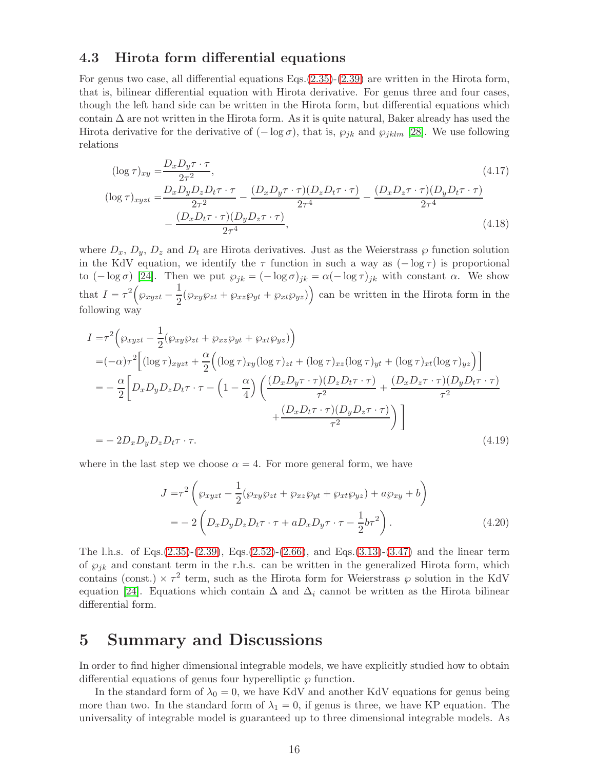### 4.3 Hirota form differential equations

For genus two case, all differential equations Eqs.(2.35)-(2.39) are written in the Hirota form, that is, bilinear differential equation with Hirota derivative. For genus three and four cases, though the left hand side can be written in the Hirota form, but differential equations which contain $\Delta$ are not written in the Hirota form. As it is quite natural, Baker already has used the Hirota derivative for the derivative of $(-\log \sigma)$, that is, $\wp_{jk}$ and $\wp_{jklm}$ [28]. We use following relations

$$
\begin{aligned}
(\log \tau)_{xy} =& \frac{D_x D_y \tau \cdot \tau}{2\tau^2}, && (4.17)\\
(\log \tau)_{xyzt} =& \frac{D_x D_y D_z D_t \tau \cdot \tau}{2\tau^2} - \frac{(D_x D_y \tau \cdot \tau)(D_z D_t \tau \cdot \tau)}{2\tau^4} - \frac{(D_x D_z \tau \cdot \tau)(D_y D_t \tau \cdot \tau)}{2\tau^4}\\
&- \frac{(D_x D_t \tau \cdot \tau)(D_y D_z \tau \cdot \tau)}{2\tau^4}, && (4.18)
\end{aligned}
$$

where $D_x$, $D_y$, $D_z$ and $D_t$ are Hirota derivatives. Just as the Weierstrass $\wp$ function solution in the KdV equation, we identify the $\tau$ function in such a way as $(-\log \tau)$ is proportional to $(-\log \sigma)$ [24]. Then we put $\wp_{jk} = (-\log \sigma)_{jk} = \alpha(-\log \tau)_{jk}$ with constant $\alpha$. We show that $I = \tau^2\Big(\wp_{xyzt} - \dfrac{1}{2}(\wp_{xy}\wp_{zt} + \wp_{xz}\wp_{yt} + \wp_{xt}\wp_{yz})\Big)$ can be written in the Hirota form in the following way

$$
\begin{aligned}
I =& \tau^2\Big(\wp_{xyzt} - \frac{1}{2}(\wp_{xy}\wp_{zt} + \wp_{xz}\wp_{yt} + \wp_{xt}\wp_{yz})\Big)\\
=& (-\alpha)\tau^2\Big[(\log\tau)_{xyzt} + \frac{\alpha}{2}\Big((\log\tau)_{xy}(\log\tau)_{zt} + (\log\tau)_{xz}(\log\tau)_{yt} + (\log\tau)_{xt}(\log\tau)_{yz}\Big)\Big]\\
=& -\frac{\alpha}{2}\Big[D_x D_y D_z D_t \tau\cdot\tau - \Big(1 - \frac{\alpha}{4}\Big)\Big(\frac{(D_x D_y \tau\cdot\tau)(D_z D_t \tau\cdot\tau)}{\tau^2} + \frac{(D_x D_z \tau\cdot\tau)(D_y D_t \tau\cdot\tau)}{\tau^2}\\
&\qquad + \frac{(D_x D_t \tau\cdot\tau)(D_y D_z \tau\cdot\tau)}{\tau^2}\Big)\Big]\\
=& -2 D_x D_y D_z D_t \tau\cdot\tau. && (4.19)
\end{aligned}
$$

where in the last step we choose $\alpha = 4$. For more general form, we have

$$
\begin{aligned}
J =& \tau^2\left(\wp_{xyzt} - \frac{1}{2}(\wp_{xy}\wp_{zt} + \wp_{xz}\wp_{yt} + \wp_{xt}\wp_{yz}) + a\wp_{xy} + b\right)\\
=& -2\left(D_x D_y D_z D_t \tau\cdot\tau + a D_x D_y \tau\cdot\tau - \frac{1}{2} b\tau^2\right). && (4.20)
\end{aligned}
$$

The l.h.s. of Eqs.(2.35)-(2.39), Eqs.(2.52)-(2.66), and Eqs.(3.13)-(3.47) and the linear term of $\wp_{jk}$ and constant term in the r.h.s. can be written in the generalized Hirota form, which contains (const.) $\times\, \tau^2$ term, such as the Hirota form for Weierstrass $\wp$ solution in the KdV equation [24]. Equations which contain $\Delta$ and $\Delta_i$ cannot be written as the Hirota bilinear differential form.

# 5 Summary and Discussions

In order to find higher dimensional integrable models, we have explicitly studied how to obtain differential equations of genus four hyperelliptic $\wp$ function.

In the standard form of $\lambda_0 = 0$, we have KdV and another KdV equations for genus being more than two. In the standard form of $\lambda_1 = 0$, if genus is three, we have KP equation. The universality of integrable model is guaranteed up to three dimensional integrable models. As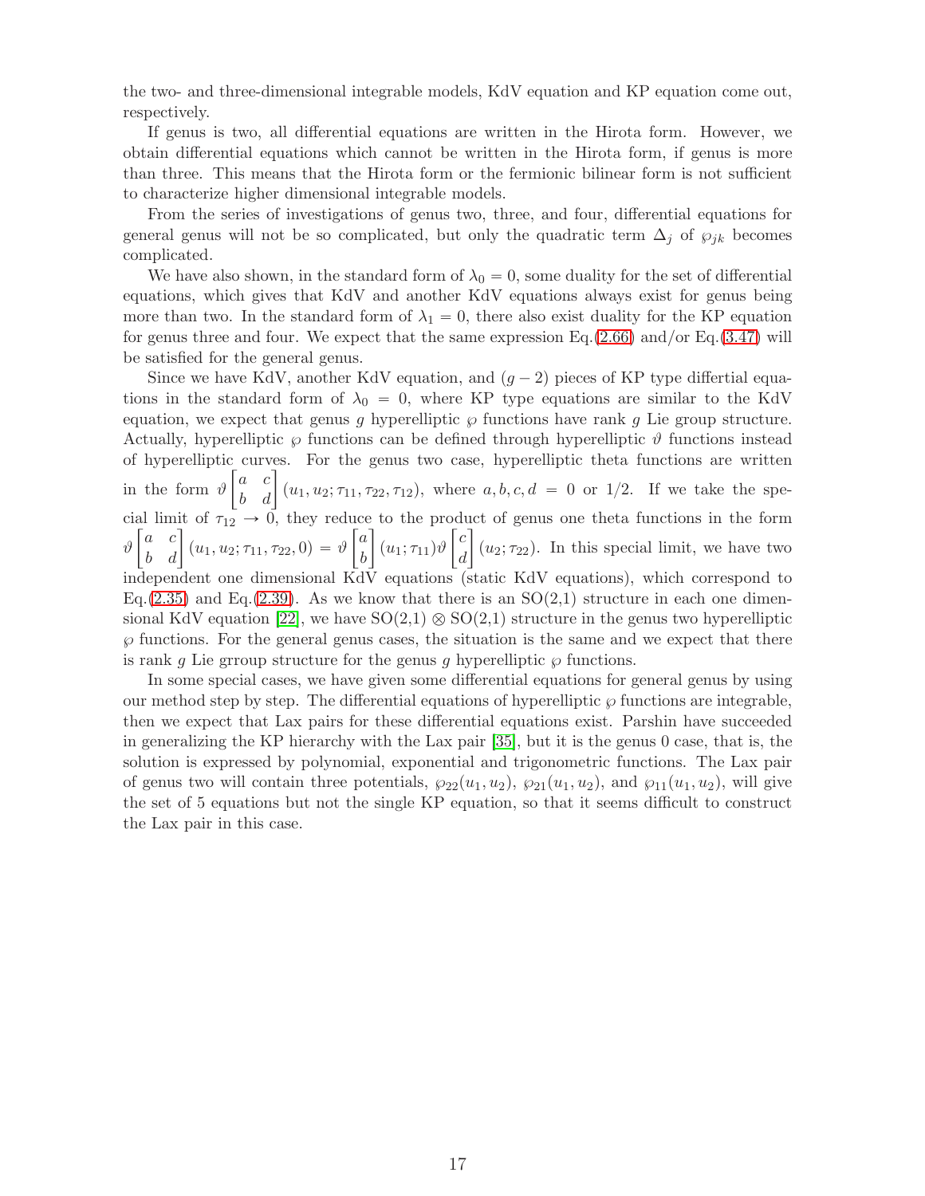the two- and three-dimensional integrable models, KdV equation and KP equation come out, respectively.

If genus is two, all differential equations are written in the Hirota form. However, we obtain differential equations which cannot be written in the Hirota form, if genus is more than three. This means that the Hirota form or the fermionic bilinear form is not sufficient to characterize higher dimensional integrable models.

From the series of investigations of genus two, three, and four, differential equations for general genus will not be so complicated, but only the quadratic term $\Delta_j$ of $\wp_{jk}$ becomes complicated.

We have also shown, in the standard form of $\lambda_0 = 0$, some duality for the set of differential equations, which gives that KdV and another KdV equations always exist for genus being more than two. In the standard form of $\lambda_1 = 0$, there also exist duality for the KP equation for genus three and four. We expect that the same expression Eq.(2.66) and/or Eq.(3.47) will be satisfied for the general genus.

Since we have KdV, another KdV equation, and $(g-2)$ pieces of KP type differtial equations in the standard form of $\lambda_0 = 0$, where KP type equations are similar to the KdV equation, we expect that genus $g$ hyperelliptic $\wp$ functions have rank $g$ Lie group structure. Actually, hyperelliptic $\wp$ functions can be defined through hyperelliptic $\vartheta$ functions instead of hyperelliptic curves. For the genus two case, hyperelliptic theta functions are written in the form $\vartheta \begin{bmatrix} a & c \\ b & d \end{bmatrix} (u_1, u_2; \tau_{11}, \tau_{22}, \tau_{12})$, where $a, b, c, d = 0$ or $1/2$. If we take the special limit of $\tau_{12} \to 0$, they reduce to the product of genus one theta functions in the form $\vartheta \begin{bmatrix} a & c \\ b & d \end{bmatrix} (u_1, u_2; \tau_{11}, \tau_{22}, 0) = \vartheta \begin{bmatrix} a \\ b \end{bmatrix} (u_1; \tau_{11}) \vartheta \begin{bmatrix} c \\ d \end{bmatrix} (u_2; \tau_{22})$. In this special limit, we have two independent one dimensional KdV equations (static KdV equations), which correspond to Eq.(2.35) and Eq.(2.39). As we know that there is an SO(2,1) structure in each one dimensional KdV equation [22], we have SO(2,1) $\otimes$ SO(2,1) structure in the genus two hyperelliptic $\wp$ functions. For the general genus cases, the situation is the same and we expect that there is rank $g$ Lie grroup structure for the genus $g$ hyperelliptic $\wp$ functions.

In some special cases, we have given some differential equations for general genus by using our method step by step. The differential equations of hyperelliptic $\wp$ functions are integrable, then we expect that Lax pairs for these differential equations exist. Parshin have succeeded in generalizing the KP hierarchy with the Lax pair [35], but it is the genus 0 case, that is, the solution is expressed by polynomial, exponential and trigonometric functions. The Lax pair of genus two will contain three potentials, $\wp_{22}(u_1, u_2)$, $\wp_{21}(u_1, u_2)$, and $\wp_{11}(u_1, u_2)$, will give the set of 5 equations but not the single KP equation, so that it seems difficult to construct the Lax pair in this case.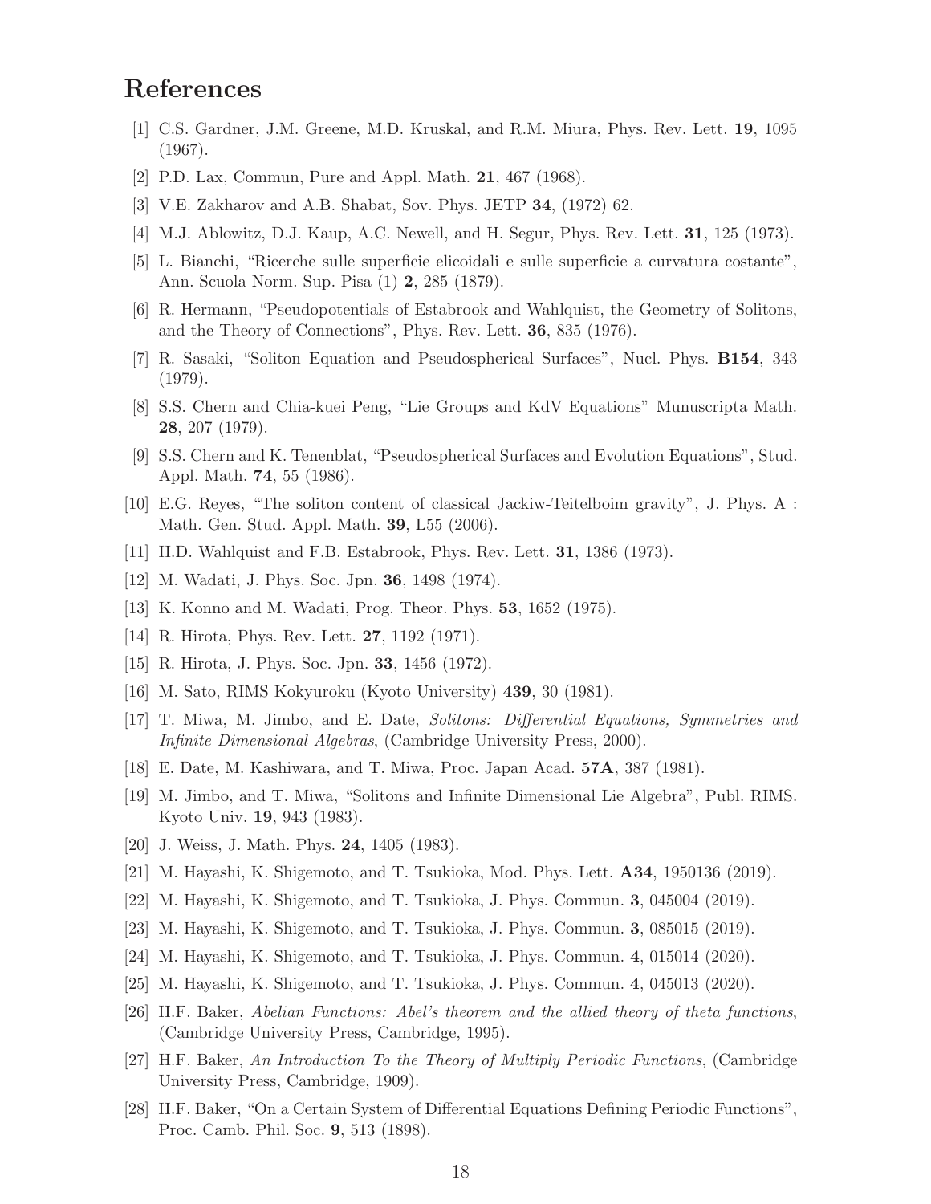# References

[1] C.S. Gardner, J.M. Greene, M.D. Kruskal, and R.M. Miura, Phys. Rev. Lett. **19**, 1095 (1967).

[2] P.D. Lax, Commun, Pure and Appl. Math. **21**, 467 (1968).

[3] V.E. Zakharov and A.B. Shabat, Sov. Phys. JETP **34**, (1972) 62.

[4] M.J. Ablowitz, D.J. Kaup, A.C. Newell, and H. Segur, Phys. Rev. Lett. **31**, 125 (1973).

[5] L. Bianchi, "Ricerche sulle superficie elicoidali e sulle superficie a curvatura costante", Ann. Scuola Norm. Sup. Pisa (1) **2**, 285 (1879).

[6] R. Hermann, "Pseudopotentials of Estabrook and Wahlquist, the Geometry of Solitons, and the Theory of Connections", Phys. Rev. Lett. **36**, 835 (1976).

[7] R. Sasaki, "Soliton Equation and Pseudospherical Surfaces", Nucl. Phys. **B154**, 343 (1979).

[8] S.S. Chern and Chia-kuei Peng, "Lie Groups and KdV Equations" Munuscripta Math. **28**, 207 (1979).

[9] S.S. Chern and K. Tenenblat, "Pseudospherical Surfaces and Evolution Equations", Stud. Appl. Math. **74**, 55 (1986).

[10] E.G. Reyes, "The soliton content of classical Jackiw-Teitelboim gravity", J. Phys. A : Math. Gen. Stud. Appl. Math. **39**, L55 (2006).

[11] H.D. Wahlquist and F.B. Estabrook, Phys. Rev. Lett. **31**, 1386 (1973).

[12] M. Wadati, J. Phys. Soc. Jpn. **36**, 1498 (1974).

[13] K. Konno and M. Wadati, Prog. Theor. Phys. **53**, 1652 (1975).

[14] R. Hirota, Phys. Rev. Lett. **27**, 1192 (1971).

[15] R. Hirota, J. Phys. Soc. Jpn. **33**, 1456 (1972).

[16] M. Sato, RIMS Kokyuroku (Kyoto University) **439**, 30 (1981).

[17] T. Miwa, M. Jimbo, and E. Date, *Solitons: Differential Equations, Symmetries and Infinite Dimensional Algebras*, (Cambridge University Press, 2000).

[18] E. Date, M. Kashiwara, and T. Miwa, Proc. Japan Acad. **57A**, 387 (1981).

[19] M. Jimbo, and T. Miwa, "Solitons and Infinite Dimensional Lie Algebra", Publ. RIMS. Kyoto Univ. **19**, 943 (1983).

[20] J. Weiss, J. Math. Phys. **24**, 1405 (1983).

[21] M. Hayashi, K. Shigemoto, and T. Tsukioka, Mod. Phys. Lett. **A34**, 1950136 (2019).

[22] M. Hayashi, K. Shigemoto, and T. Tsukioka, J. Phys. Commun. **3**, 045004 (2019).

[23] M. Hayashi, K. Shigemoto, and T. Tsukioka, J. Phys. Commun. **3**, 085015 (2019).

[24] M. Hayashi, K. Shigemoto, and T. Tsukioka, J. Phys. Commun. **4**, 015014 (2020).

[25] M. Hayashi, K. Shigemoto, and T. Tsukioka, J. Phys. Commun. **4**, 045013 (2020).

[26] H.F. Baker, *Abelian Functions: Abel's theorem and the allied theory of theta functions*, (Cambridge University Press, Cambridge, 1995).

[27] H.F. Baker, *An Introduction To the Theory of Multiply Periodic Functions*, (Cambridge University Press, Cambridge, 1909).

[28] H.F. Baker, "On a Certain System of Differential Equations Defining Periodic Functions", Proc. Camb. Phil. Soc. **9**, 513 (1898).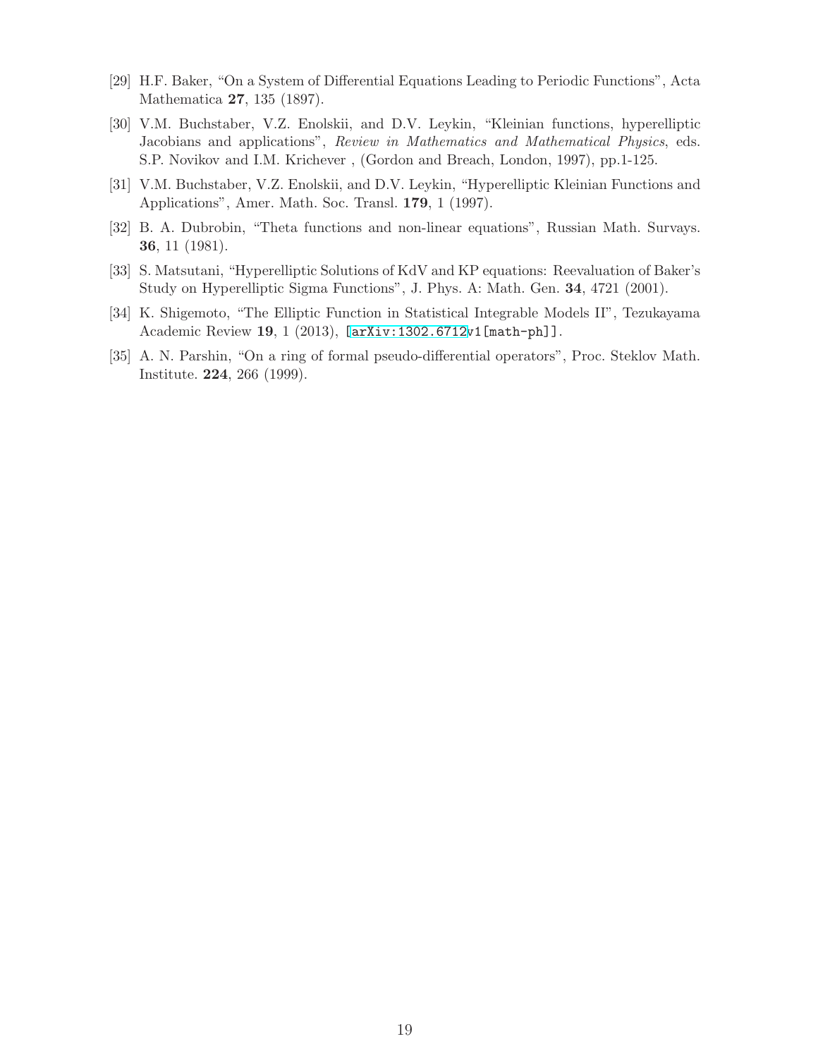[29] H.F. Baker, "On a System of Differential Equations Leading to Periodic Functions", Acta Mathematica **27**, 135 (1897).

[30] V.M. Buchstaber, V.Z. Enolskii, and D.V. Leykin, "Kleinian functions, hyperelliptic Jacobians and applications", *Review in Mathematics and Mathematical Physics*, eds. S.P. Novikov and I.M. Krichever , (Gordon and Breach, London, 1997), pp.1-125.

[31] V.M. Buchstaber, V.Z. Enolskii, and D.V. Leykin, "Hyperelliptic Kleinian Functions and Applications", Amer. Math. Soc. Transl. **179**, 1 (1997).

[32] B. A. Dubrobin, "Theta functions and non-linear equations", Russian Math. Survays. **36**, 11 (1981).

[33] S. Matsutani, "Hyperelliptic Solutions of KdV and KP equations: Reevaluation of Baker's Study on Hyperelliptic Sigma Functions", J. Phys. A: Math. Gen. **34**, 4721 (2001).

[34] K. Shigemoto, "The Elliptic Function in Statistical Integrable Models II", Tezukayama Academic Review **19**, 1 (2013), [arXiv:1302.6712v1[math-ph]].

[35] A. N. Parshin, "On a ring of formal pseudo-differential operators", Proc. Steklov Math. Institute. **224**, 266 (1999).